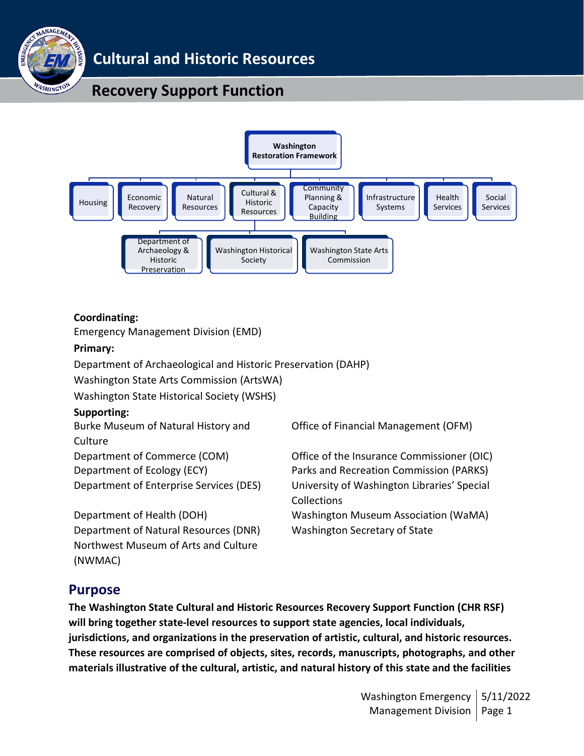# Cultural and Historic Resources

## Recovery Support Function

Washington Restoration Framework

- Housing
- Economic Recovery
- Natural Resources
- Cultural & Historic Resources
  - Department of Archaeology & Historic Preservation
  - Washington Historical Society
  - Washington State Arts Commission
- Community Planning & Capacity Building
- Infrastructure Systems
- Health Services
- Social Services

**Coordinating:**

Emergency Management Division (EMD)

**Primary:**

Department of Archaeological and Historic Preservation (DAHP)

Washington State Arts Commission (ArtsWA)

Washington State Historical Society (WSHS)

**Supporting:**

Burke Museum of Natural History and Culture

Department of Commerce (COM)

Department of Ecology (ECY)

Department of Enterprise Services (DES)

Department of Health (DOH)

Department of Natural Resources (DNR)

Northwest Museum of Arts and Culture (NWMAC)

Office of Financial Management (OFM)

Office of the Insurance Commissioner (OIC)

Parks and Recreation Commission (PARKS)

University of Washington Libraries' Special Collections

Washington Museum Association (WaMA)

Washington Secretary of State

## Purpose

**The Washington State Cultural and Historic Resources Recovery Support Function (CHR RSF) will bring together state-level resources to support state agencies, local individuals, jurisdictions, and organizations in the preservation of artistic, cultural, and historic resources. These resources are comprised of objects, sites, records, manuscripts, photographs, and other materials illustrative of the cultural, artistic, and natural history of this state and the facilities**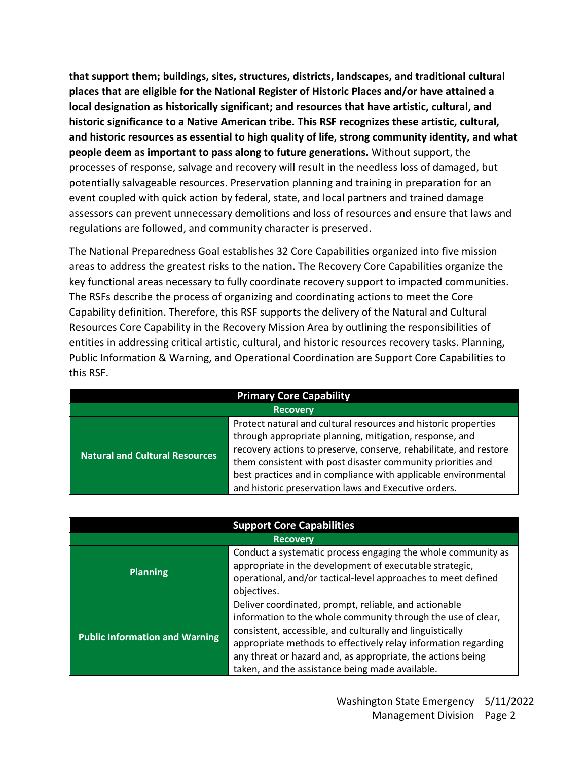**that support them; buildings, sites, structures, districts, landscapes, and traditional cultural places that are eligible for the National Register of Historic Places and/or have attained a local designation as historically significant; and resources that have artistic, cultural, and historic significance to a Native American tribe. This RSF recognizes these artistic, cultural, and historic resources as essential to high quality of life, strong community identity, and what people deem as important to pass along to future generations.** Without support, the processes of response, salvage and recovery will result in the needless loss of damaged, but potentially salvageable resources. Preservation planning and training in preparation for an event coupled with quick action by federal, state, and local partners and trained damage assessors can prevent unnecessary demolitions and loss of resources and ensure that laws and regulations are followed, and community character is preserved.

The National Preparedness Goal establishes 32 Core Capabilities organized into five mission areas to address the greatest risks to the nation. The Recovery Core Capabilities organize the key functional areas necessary to fully coordinate recovery support to impacted communities. The RSFs describe the process of organizing and coordinating actions to meet the Core Capability definition. Therefore, this RSF supports the delivery of the Natural and Cultural Resources Core Capability in the Recovery Mission Area by outlining the responsibilities of entities in addressing critical artistic, cultural, and historic resources recovery tasks. Planning, Public Information & Warning, and Operational Coordination are Support Core Capabilities to this RSF.

| Primary Core Capability | |
|---|---|
| **Recovery** | |
| **Natural and Cultural Resources** | Protect natural and cultural resources and historic properties through appropriate planning, mitigation, response, and recovery actions to preserve, conserve, rehabilitate, and restore them consistent with post disaster community priorities and best practices and in compliance with applicable environmental and historic preservation laws and Executive orders. |

| Support Core Capabilities | |
|---|---|
| **Recovery** | |
| **Planning** | Conduct a systematic process engaging the whole community as appropriate in the development of executable strategic, operational, and/or tactical-level approaches to meet defined objectives. |
| **Public Information and Warning** | Deliver coordinated, prompt, reliable, and actionable information to the whole community through the use of clear, consistent, accessible, and culturally and linguistically appropriate methods to effectively relay information regarding any threat or hazard and, as appropriate, the actions being taken, and the assistance being made available. |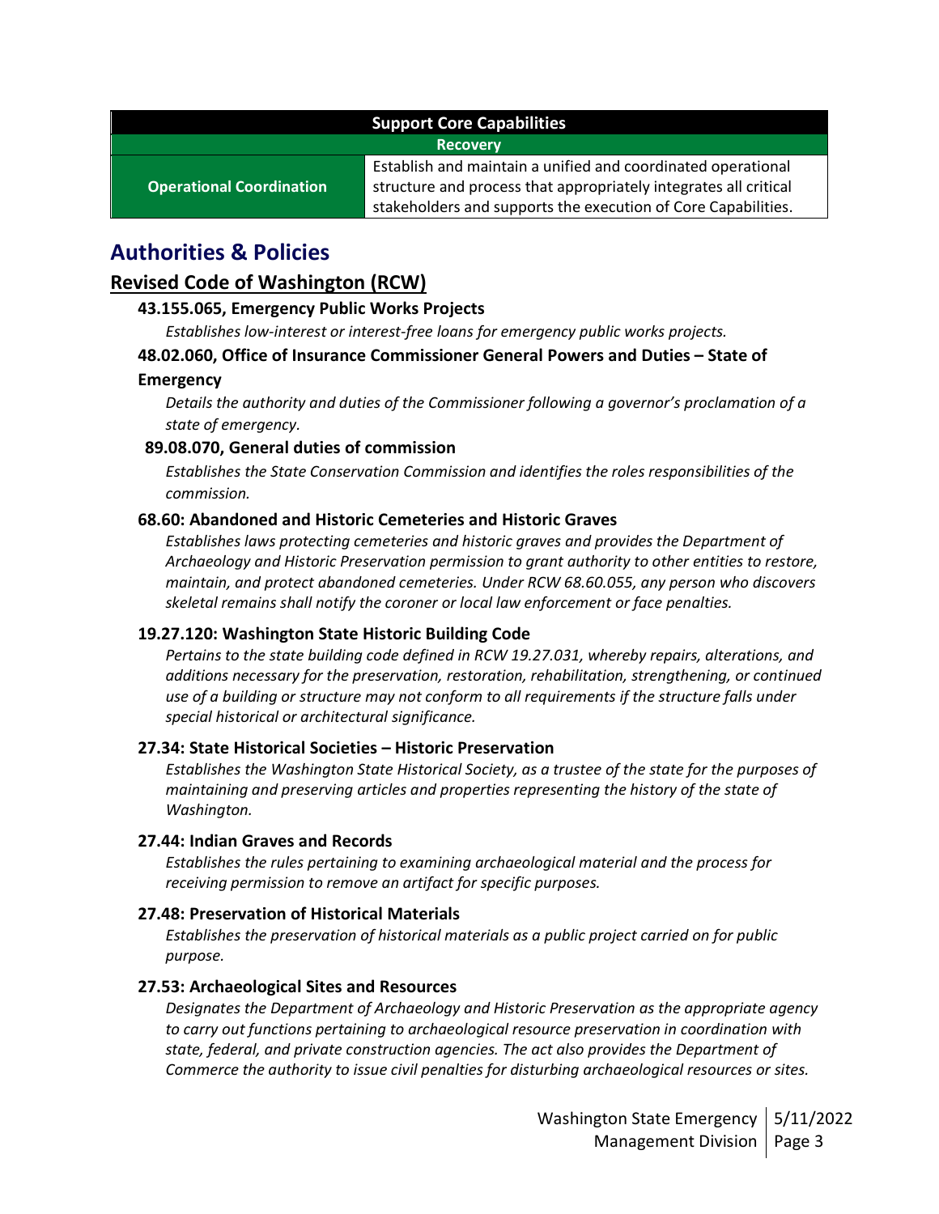| Support Core Capabilities | |
| --- | --- |
| Recovery | |
| **Operational Coordination** | Establish and maintain a unified and coordinated operational structure and process that appropriately integrates all critical stakeholders and supports the execution of Core Capabilities. |

# Authorities & Policies

## Revised Code of Washington (RCW)

### 43.155.065, Emergency Public Works Projects

*Establishes low-interest or interest-free loans for emergency public works projects.*

### 48.02.060, Office of Insurance Commissioner General Powers and Duties – State of Emergency

*Details the authority and duties of the Commissioner following a governor's proclamation of a state of emergency.*

### 89.08.070, General duties of commission

*Establishes the State Conservation Commission and identifies the roles responsibilities of the commission.*

### 68.60: Abandoned and Historic Cemeteries and Historic Graves

*Establishes laws protecting cemeteries and historic graves and provides the Department of Archaeology and Historic Preservation permission to grant authority to other entities to restore, maintain, and protect abandoned cemeteries. Under RCW 68.60.055, any person who discovers skeletal remains shall notify the coroner or local law enforcement or face penalties.*

### 19.27.120: Washington State Historic Building Code

*Pertains to the state building code defined in RCW 19.27.031, whereby repairs, alterations, and additions necessary for the preservation, restoration, rehabilitation, strengthening, or continued use of a building or structure may not conform to all requirements if the structure falls under special historical or architectural significance.*

### 27.34: State Historical Societies – Historic Preservation

*Establishes the Washington State Historical Society, as a trustee of the state for the purposes of maintaining and preserving articles and properties representing the history of the state of Washington.*

### 27.44: Indian Graves and Records

*Establishes the rules pertaining to examining archaeological material and the process for receiving permission to remove an artifact for specific purposes.*

### 27.48: Preservation of Historical Materials

*Establishes the preservation of historical materials as a public project carried on for public purpose.*

### 27.53: Archaeological Sites and Resources

*Designates the Department of Archaeology and Historic Preservation as the appropriate agency to carry out functions pertaining to archaeological resource preservation in coordination with state, federal, and private construction agencies. The act also provides the Department of Commerce the authority to issue civil penalties for disturbing archaeological resources or sites.*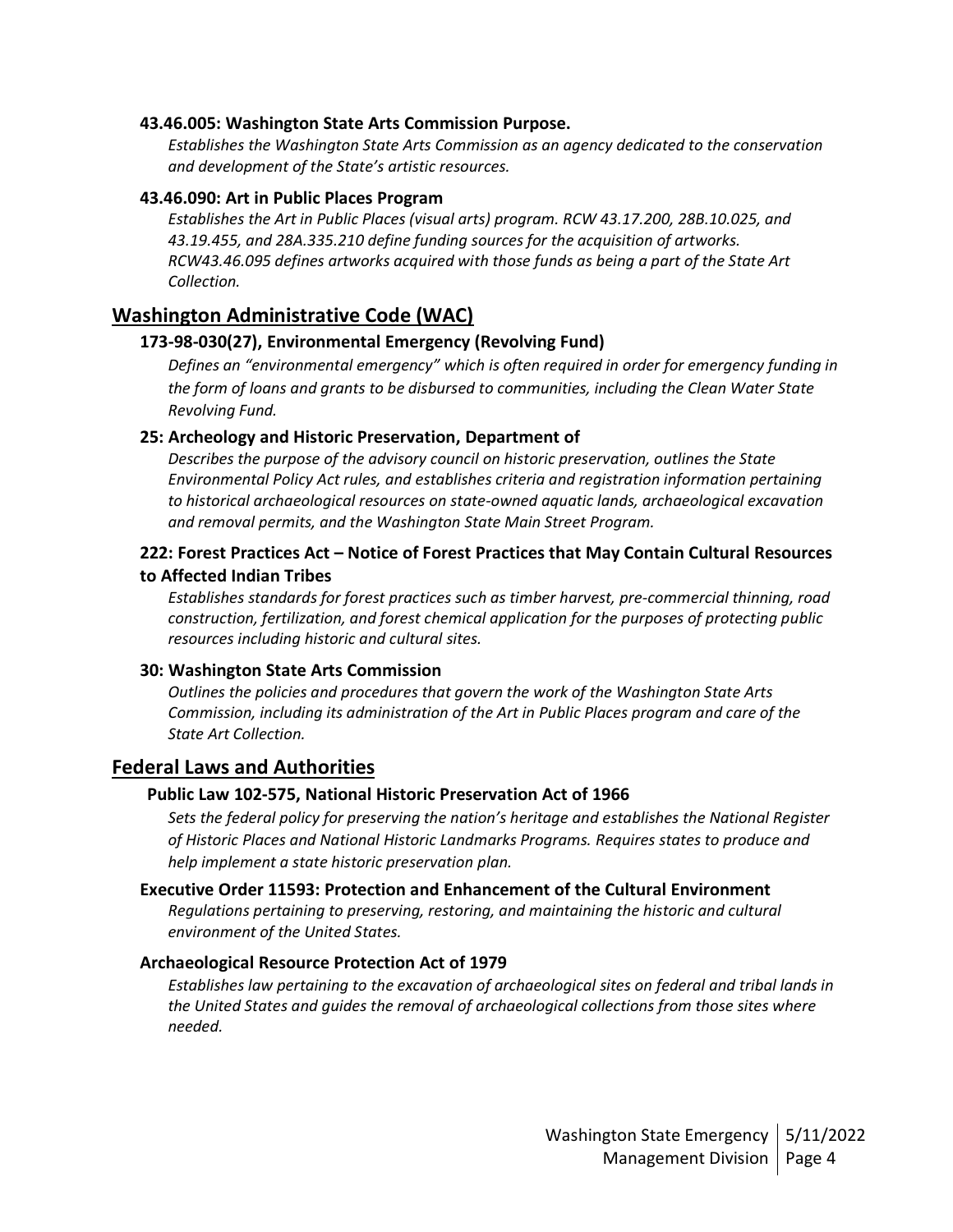### 43.46.005: Washington State Arts Commission Purpose.

*Establishes the Washington State Arts Commission as an agency dedicated to the conservation and development of the State's artistic resources.*

### 43.46.090: Art in Public Places Program

*Establishes the Art in Public Places (visual arts) program. RCW 43.17.200, 28B.10.025, and 43.19.455, and 28A.335.210 define funding sources for the acquisition of artworks. RCW43.46.095 defines artworks acquired with those funds as being a part of the State Art Collection.*

## Washington Administrative Code (WAC)

### 173-98-030(27), Environmental Emergency (Revolving Fund)

*Defines an "environmental emergency" which is often required in order for emergency funding in the form of loans and grants to be disbursed to communities, including the Clean Water State Revolving Fund.*

### 25: Archeology and Historic Preservation, Department of

*Describes the purpose of the advisory council on historic preservation, outlines the State Environmental Policy Act rules, and establishes criteria and registration information pertaining to historical archaeological resources on state-owned aquatic lands, archaeological excavation and removal permits, and the Washington State Main Street Program.*

### 222: Forest Practices Act – Notice of Forest Practices that May Contain Cultural Resources to Affected Indian Tribes

*Establishes standards for forest practices such as timber harvest, pre-commercial thinning, road construction, fertilization, and forest chemical application for the purposes of protecting public resources including historic and cultural sites.*

### 30: Washington State Arts Commission

*Outlines the policies and procedures that govern the work of the Washington State Arts Commission, including its administration of the Art in Public Places program and care of the State Art Collection.*

## Federal Laws and Authorities

### Public Law 102-575, National Historic Preservation Act of 1966

*Sets the federal policy for preserving the nation's heritage and establishes the National Register of Historic Places and National Historic Landmarks Programs. Requires states to produce and help implement a state historic preservation plan.*

### Executive Order 11593: Protection and Enhancement of the Cultural Environment

*Regulations pertaining to preserving, restoring, and maintaining the historic and cultural environment of the United States.*

### Archaeological Resource Protection Act of 1979

*Establishes law pertaining to the excavation of archaeological sites on federal and tribal lands in the United States and guides the removal of archaeological collections from those sites where needed.*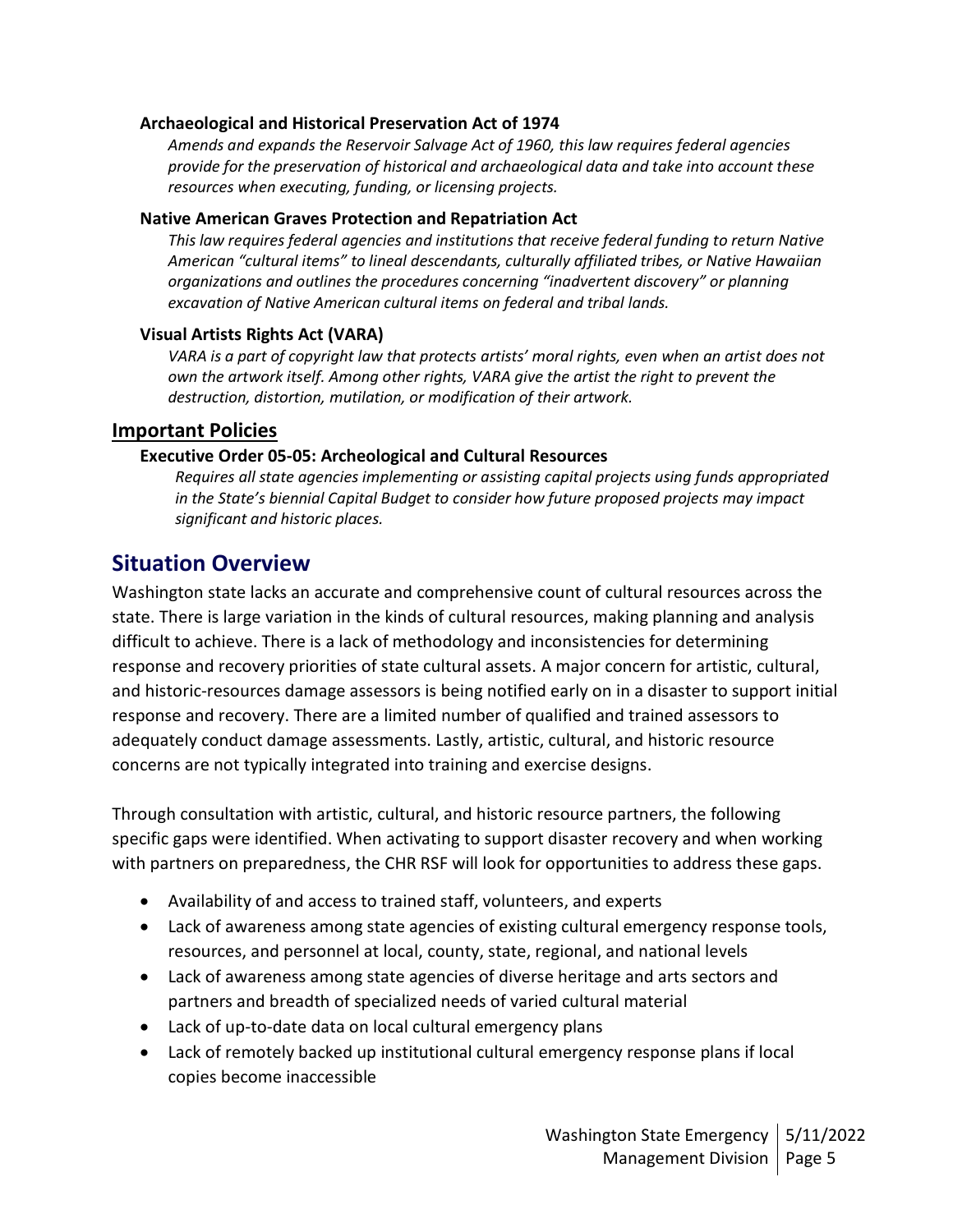**Archaeological and Historical Preservation Act of 1974**

*Amends and expands the Reservoir Salvage Act of 1960, this law requires federal agencies provide for the preservation of historical and archaeological data and take into account these resources when executing, funding, or licensing projects.*

**Native American Graves Protection and Repatriation Act**

*This law requires federal agencies and institutions that receive federal funding to return Native American "cultural items" to lineal descendants, culturally affiliated tribes, or Native Hawaiian organizations and outlines the procedures concerning "inadvertent discovery" or planning excavation of Native American cultural items on federal and tribal lands.*

**Visual Artists Rights Act (VARA)**

*VARA is a part of copyright law that protects artists' moral rights, even when an artist does not own the artwork itself. Among other rights, VARA give the artist the right to prevent the destruction, distortion, mutilation, or modification of their artwork.*

## Important Policies

**Executive Order 05-05: Archeological and Cultural Resources**

*Requires all state agencies implementing or assisting capital projects using funds appropriated in the State's biennial Capital Budget to consider how future proposed projects may impact significant and historic places.*

# Situation Overview

Washington state lacks an accurate and comprehensive count of cultural resources across the state. There is large variation in the kinds of cultural resources, making planning and analysis difficult to achieve. There is a lack of methodology and inconsistencies for determining response and recovery priorities of state cultural assets. A major concern for artistic, cultural, and historic-resources damage assessors is being notified early on in a disaster to support initial response and recovery. There are a limited number of qualified and trained assessors to adequately conduct damage assessments. Lastly, artistic, cultural, and historic resource concerns are not typically integrated into training and exercise designs.

Through consultation with artistic, cultural, and historic resource partners, the following specific gaps were identified. When activating to support disaster recovery and when working with partners on preparedness, the CHR RSF will look for opportunities to address these gaps.

- Availability of and access to trained staff, volunteers, and experts
- Lack of awareness among state agencies of existing cultural emergency response tools, resources, and personnel at local, county, state, regional, and national levels
- Lack of awareness among state agencies of diverse heritage and arts sectors and partners and breadth of specialized needs of varied cultural material
- Lack of up-to-date data on local cultural emergency plans
- Lack of remotely backed up institutional cultural emergency response plans if local copies become inaccessible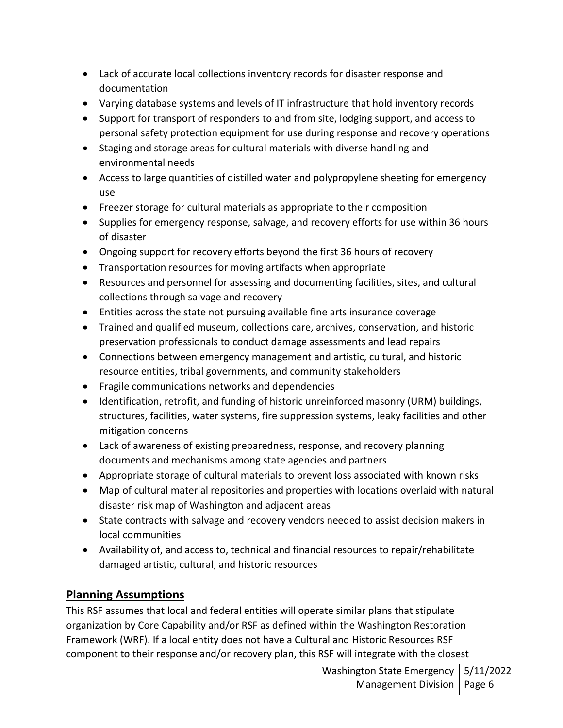- Lack of accurate local collections inventory records for disaster response and documentation
- Varying database systems and levels of IT infrastructure that hold inventory records
- Support for transport of responders to and from site, lodging support, and access to personal safety protection equipment for use during response and recovery operations
- Staging and storage areas for cultural materials with diverse handling and environmental needs
- Access to large quantities of distilled water and polypropylene sheeting for emergency use
- Freezer storage for cultural materials as appropriate to their composition
- Supplies for emergency response, salvage, and recovery efforts for use within 36 hours of disaster
- Ongoing support for recovery efforts beyond the first 36 hours of recovery
- Transportation resources for moving artifacts when appropriate
- Resources and personnel for assessing and documenting facilities, sites, and cultural collections through salvage and recovery
- Entities across the state not pursuing available fine arts insurance coverage
- Trained and qualified museum, collections care, archives, conservation, and historic preservation professionals to conduct damage assessments and lead repairs
- Connections between emergency management and artistic, cultural, and historic resource entities, tribal governments, and community stakeholders
- Fragile communications networks and dependencies
- Identification, retrofit, and funding of historic unreinforced masonry (URM) buildings, structures, facilities, water systems, fire suppression systems, leaky facilities and other mitigation concerns
- Lack of awareness of existing preparedness, response, and recovery planning documents and mechanisms among state agencies and partners
- Appropriate storage of cultural materials to prevent loss associated with known risks
- Map of cultural material repositories and properties with locations overlaid with natural disaster risk map of Washington and adjacent areas
- State contracts with salvage and recovery vendors needed to assist decision makers in local communities
- Availability of, and access to, technical and financial resources to repair/rehabilitate damaged artistic, cultural, and historic resources

## Planning Assumptions

This RSF assumes that local and federal entities will operate similar plans that stipulate organization by Core Capability and/or RSF as defined within the Washington Restoration Framework (WRF). If a local entity does not have a Cultural and Historic Resources RSF component to their response and/or recovery plan, this RSF will integrate with the closest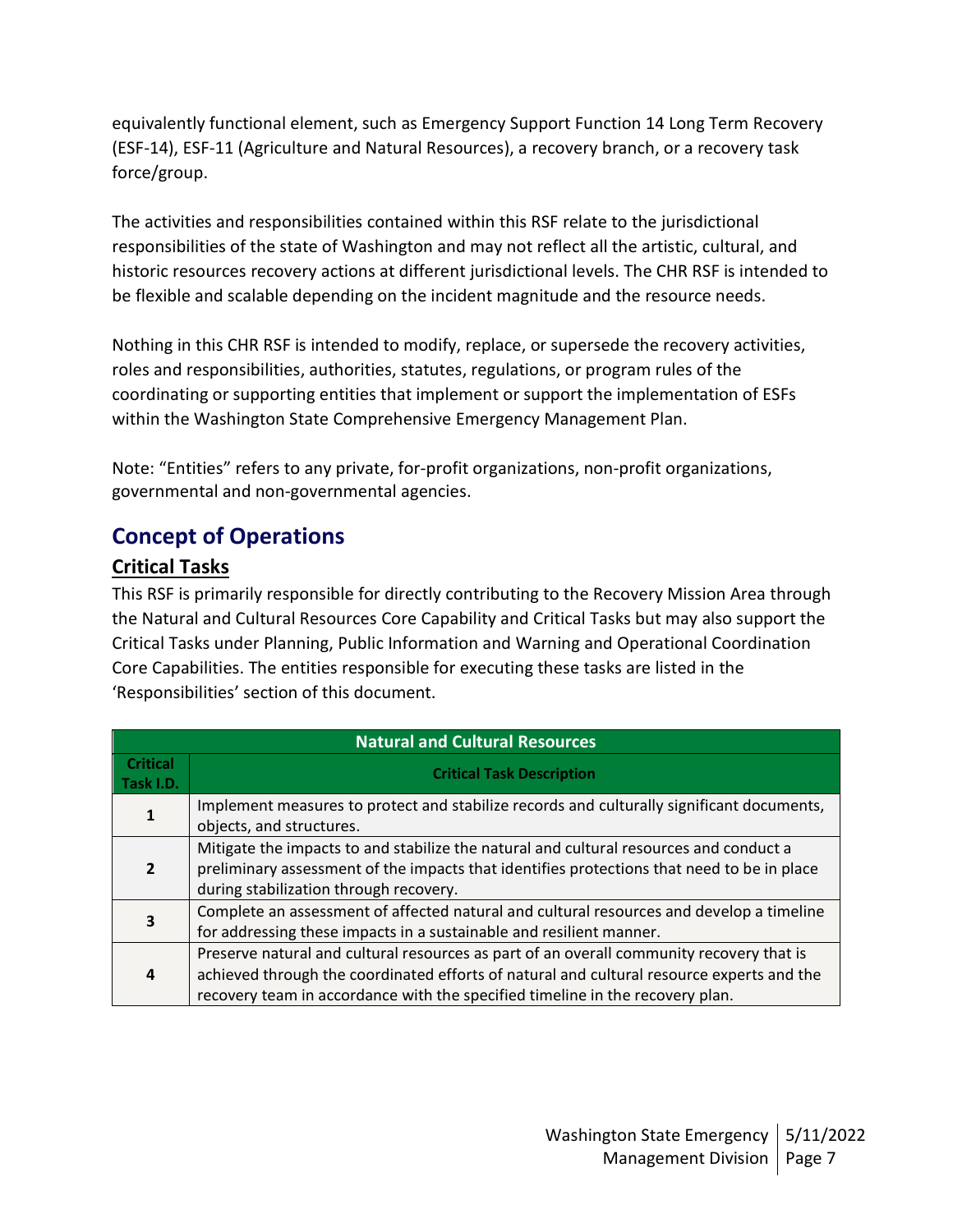equivalently functional element, such as Emergency Support Function 14 Long Term Recovery (ESF-14), ESF-11 (Agriculture and Natural Resources), a recovery branch, or a recovery task force/group.

The activities and responsibilities contained within this RSF relate to the jurisdictional responsibilities of the state of Washington and may not reflect all the artistic, cultural, and historic resources recovery actions at different jurisdictional levels. The CHR RSF is intended to be flexible and scalable depending on the incident magnitude and the resource needs.

Nothing in this CHR RSF is intended to modify, replace, or supersede the recovery activities, roles and responsibilities, authorities, statutes, regulations, or program rules of the coordinating or supporting entities that implement or support the implementation of ESFs within the Washington State Comprehensive Emergency Management Plan.

Note: "Entities" refers to any private, for-profit organizations, non-profit organizations, governmental and non-governmental agencies.

## Concept of Operations

### Critical Tasks

This RSF is primarily responsible for directly contributing to the Recovery Mission Area through the Natural and Cultural Resources Core Capability and Critical Tasks but may also support the Critical Tasks under Planning, Public Information and Warning and Operational Coordination Core Capabilities. The entities responsible for executing these tasks are listed in the 'Responsibilities' section of this document.

| Natural and Cultural Resources | |
|---|---|
| **Critical Task I.D.** | **Critical Task Description** |
| **1** | Implement measures to protect and stabilize records and culturally significant documents, objects, and structures. |
| **2** | Mitigate the impacts to and stabilize the natural and cultural resources and conduct a preliminary assessment of the impacts that identifies protections that need to be in place during stabilization through recovery. |
| **3** | Complete an assessment of affected natural and cultural resources and develop a timeline for addressing these impacts in a sustainable and resilient manner. |
| **4** | Preserve natural and cultural resources as part of an overall community recovery that is achieved through the coordinated efforts of natural and cultural resource experts and the recovery team in accordance with the specified timeline in the recovery plan. |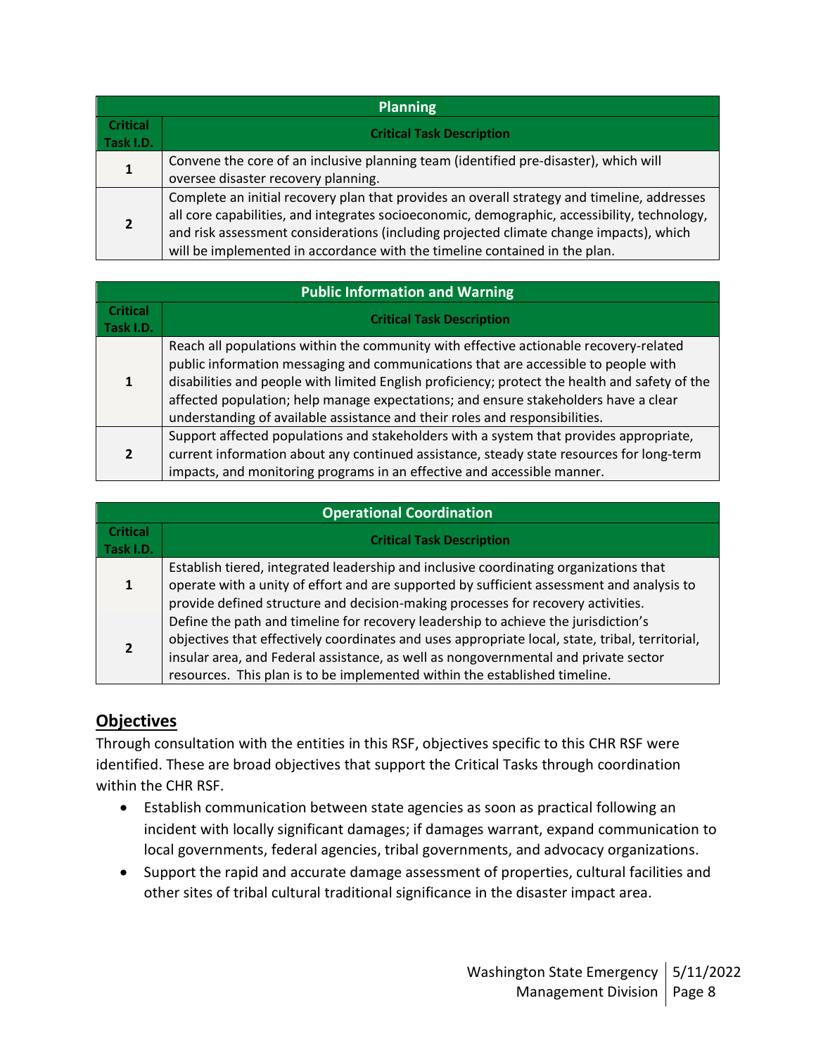| Planning | |
|---|---|
| **Critical Task I.D.** | **Critical Task Description** |
| 1 | Convene the core of an inclusive planning team (identified pre-disaster), which will oversee disaster recovery planning. |
| 2 | Complete an initial recovery plan that provides an overall strategy and timeline, addresses all core capabilities, and integrates socioeconomic, demographic, accessibility, technology, and risk assessment considerations (including projected climate change impacts), which will be implemented in accordance with the timeline contained in the plan. |

| Public Information and Warning | |
|---|---|
| **Critical Task I.D.** | **Critical Task Description** |
| 1 | Reach all populations within the community with effective actionable recovery-related public information messaging and communications that are accessible to people with disabilities and people with limited English proficiency; protect the health and safety of the affected population; help manage expectations; and ensure stakeholders have a clear understanding of available assistance and their roles and responsibilities. |
| 2 | Support affected populations and stakeholders with a system that provides appropriate, current information about any continued assistance, steady state resources for long-term impacts, and monitoring programs in an effective and accessible manner. |

| Operational Coordination | |
|---|---|
| **Critical Task I.D.** | **Critical Task Description** |
| 1 | Establish tiered, integrated leadership and inclusive coordinating organizations that operate with a unity of effort and are supported by sufficient assessment and analysis to provide defined structure and decision-making processes for recovery activities. |
| 2 | Define the path and timeline for recovery leadership to achieve the jurisdiction's objectives that effectively coordinates and uses appropriate local, state, tribal, territorial, insular area, and Federal assistance, as well as nongovernmental and private sector resources. This plan is to be implemented within the established timeline. |

## Objectives

Through consultation with the entities in this RSF, objectives specific to this CHR RSF were identified. These are broad objectives that support the Critical Tasks through coordination within the CHR RSF.

- Establish communication between state agencies as soon as practical following an incident with locally significant damages; if damages warrant, expand communication to local governments, federal agencies, tribal governments, and advocacy organizations.
- Support the rapid and accurate damage assessment of properties, cultural facilities and other sites of tribal cultural traditional significance in the disaster impact area.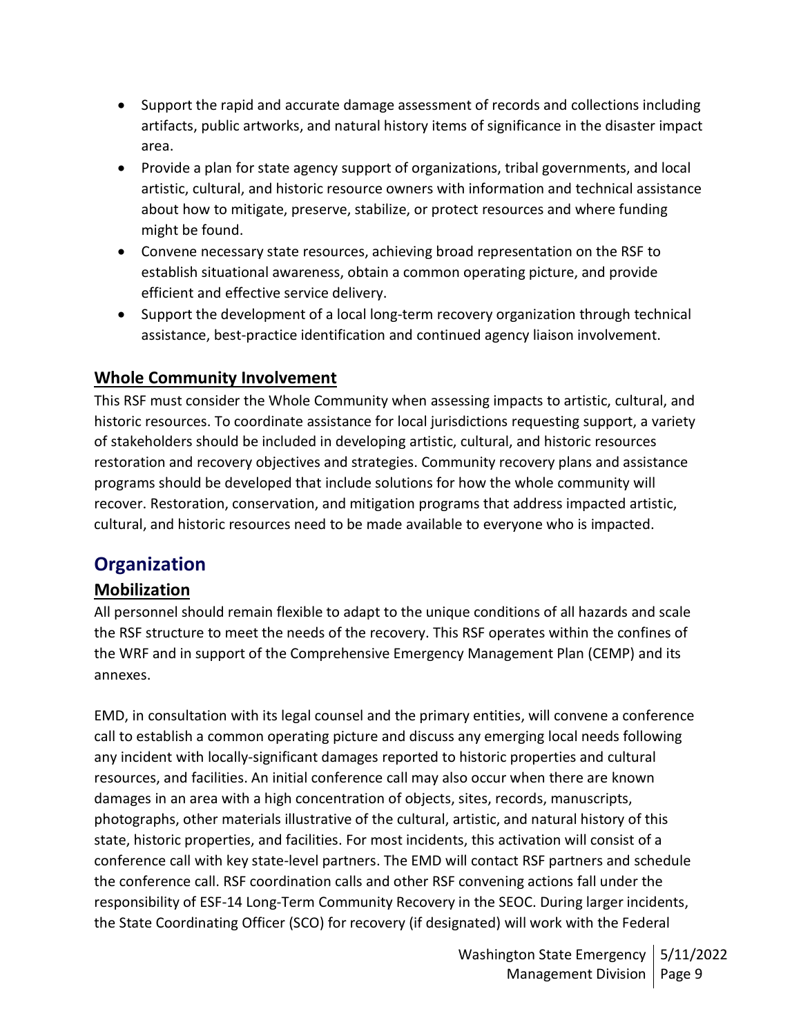- Support the rapid and accurate damage assessment of records and collections including artifacts, public artworks, and natural history items of significance in the disaster impact area.
- Provide a plan for state agency support of organizations, tribal governments, and local artistic, cultural, and historic resource owners with information and technical assistance about how to mitigate, preserve, stabilize, or protect resources and where funding might be found.
- Convene necessary state resources, achieving broad representation on the RSF to establish situational awareness, obtain a common operating picture, and provide efficient and effective service delivery.
- Support the development of a local long-term recovery organization through technical assistance, best-practice identification and continued agency liaison involvement.

### Whole Community Involvement

This RSF must consider the Whole Community when assessing impacts to artistic, cultural, and historic resources. To coordinate assistance for local jurisdictions requesting support, a variety of stakeholders should be included in developing artistic, cultural, and historic resources restoration and recovery objectives and strategies. Community recovery plans and assistance programs should be developed that include solutions for how the whole community will recover. Restoration, conservation, and mitigation programs that address impacted artistic, cultural, and historic resources need to be made available to everyone who is impacted.

## Organization

### Mobilization

All personnel should remain flexible to adapt to the unique conditions of all hazards and scale the RSF structure to meet the needs of the recovery. This RSF operates within the confines of the WRF and in support of the Comprehensive Emergency Management Plan (CEMP) and its annexes.

EMD, in consultation with its legal counsel and the primary entities, will convene a conference call to establish a common operating picture and discuss any emerging local needs following any incident with locally-significant damages reported to historic properties and cultural resources, and facilities. An initial conference call may also occur when there are known damages in an area with a high concentration of objects, sites, records, manuscripts, photographs, other materials illustrative of the cultural, artistic, and natural history of this state, historic properties, and facilities. For most incidents, this activation will consist of a conference call with key state-level partners. The EMD will contact RSF partners and schedule the conference call. RSF coordination calls and other RSF convening actions fall under the responsibility of ESF-14 Long-Term Community Recovery in the SEOC. During larger incidents, the State Coordinating Officer (SCO) for recovery (if designated) will work with the Federal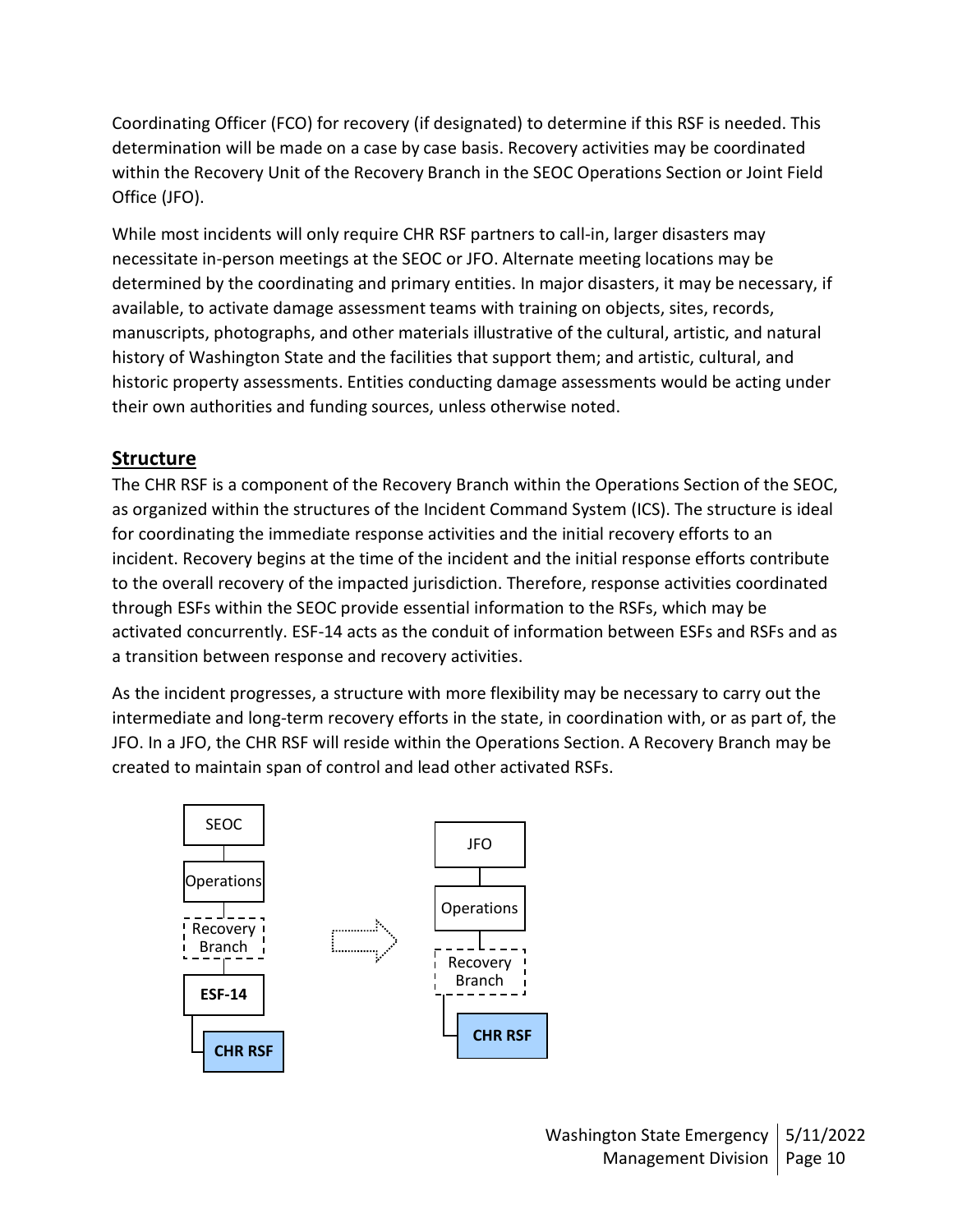Coordinating Officer (FCO) for recovery (if designated) to determine if this RSF is needed. This determination will be made on a case by case basis. Recovery activities may be coordinated within the Recovery Unit of the Recovery Branch in the SEOC Operations Section or Joint Field Office (JFO).

While most incidents will only require CHR RSF partners to call-in, larger disasters may necessitate in-person meetings at the SEOC or JFO. Alternate meeting locations may be determined by the coordinating and primary entities. In major disasters, it may be necessary, if available, to activate damage assessment teams with training on objects, sites, records, manuscripts, photographs, and other materials illustrative of the cultural, artistic, and natural history of Washington State and the facilities that support them; and artistic, cultural, and historic property assessments. Entities conducting damage assessments would be acting under their own authorities and funding sources, unless otherwise noted.

## Structure

The CHR RSF is a component of the Recovery Branch within the Operations Section of the SEOC, as organized within the structures of the Incident Command System (ICS). The structure is ideal for coordinating the immediate response activities and the initial recovery efforts to an incident. Recovery begins at the time of the incident and the initial response efforts contribute to the overall recovery of the impacted jurisdiction. Therefore, response activities coordinated through ESFs within the SEOC provide essential information to the RSFs, which may be activated concurrently. ESF-14 acts as the conduit of information between ESFs and RSFs and as a transition between response and recovery activities.

As the incident progresses, a structure with more flexibility may be necessary to carry out the intermediate and long-term recovery efforts in the state, in coordination with, or as part of, the JFO. In a JFO, the CHR RSF will reside within the Operations Section. A Recovery Branch may be created to maintain span of control and lead other activated RSFs.

SEOC → Operations → Recovery Branch → **ESF-14** → **CHR RSF**

JFO → Operations → Recovery Branch → **CHR RSF**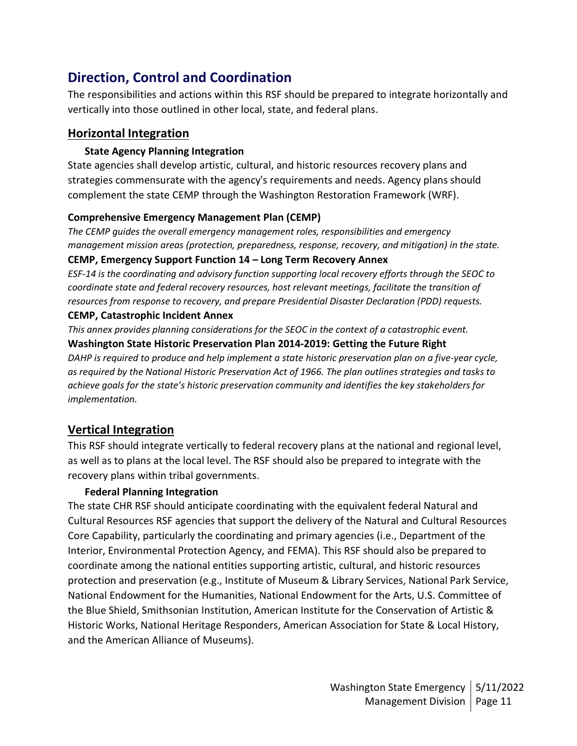## Direction, Control and Coordination

The responsibilities and actions within this RSF should be prepared to integrate horizontally and vertically into those outlined in other local, state, and federal plans.

### Horizontal Integration

#### State Agency Planning Integration

State agencies shall develop artistic, cultural, and historic resources recovery plans and strategies commensurate with the agency's requirements and needs. Agency plans should complement the state CEMP through the Washington Restoration Framework (WRF).

**Comprehensive Emergency Management Plan (CEMP)**

*The CEMP guides the overall emergency management roles, responsibilities and emergency management mission areas (protection, preparedness, response, recovery, and mitigation) in the state.*

**CEMP, Emergency Support Function 14 – Long Term Recovery Annex**

*ESF-14 is the coordinating and advisory function supporting local recovery efforts through the SEOC to coordinate state and federal recovery resources, host relevant meetings, facilitate the transition of resources from response to recovery, and prepare Presidential Disaster Declaration (PDD) requests.*

**CEMP, Catastrophic Incident Annex**

*This annex provides planning considerations for the SEOC in the context of a catastrophic event.*

**Washington State Historic Preservation Plan 2014-2019: Getting the Future Right**

*DAHP is required to produce and help implement a state historic preservation plan on a five-year cycle, as required by the National Historic Preservation Act of 1966. The plan outlines strategies and tasks to achieve goals for the state's historic preservation community and identifies the key stakeholders for implementation.*

### Vertical Integration

This RSF should integrate vertically to federal recovery plans at the national and regional level, as well as to plans at the local level. The RSF should also be prepared to integrate with the recovery plans within tribal governments.

#### Federal Planning Integration

The state CHR RSF should anticipate coordinating with the equivalent federal Natural and Cultural Resources RSF agencies that support the delivery of the Natural and Cultural Resources Core Capability, particularly the coordinating and primary agencies (i.e., Department of the Interior, Environmental Protection Agency, and FEMA). This RSF should also be prepared to coordinate among the national entities supporting artistic, cultural, and historic resources protection and preservation (e.g., Institute of Museum & Library Services, National Park Service, National Endowment for the Humanities, National Endowment for the Arts, U.S. Committee of the Blue Shield, Smithsonian Institution, American Institute for the Conservation of Artistic & Historic Works, National Heritage Responders, American Association for State & Local History, and the American Alliance of Museums).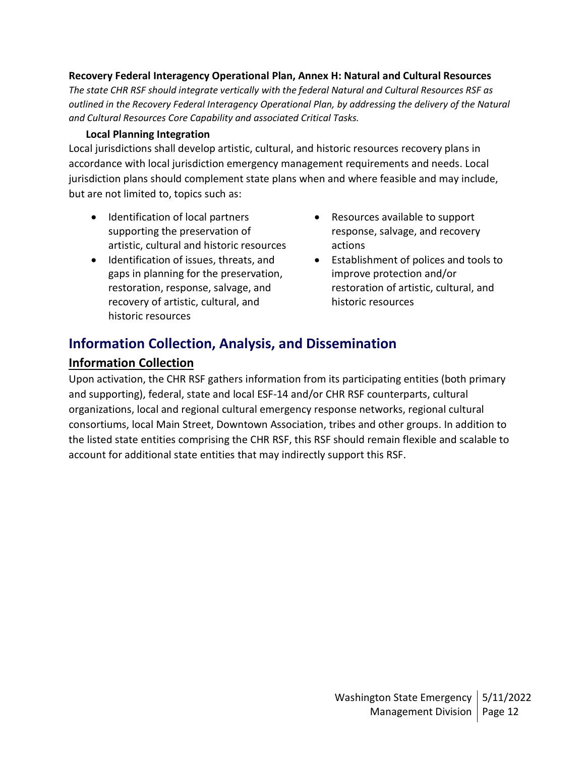**Recovery Federal Interagency Operational Plan, Annex H: Natural and Cultural Resources**

*The state CHR RSF should integrate vertically with the federal Natural and Cultural Resources RSF as outlined in the Recovery Federal Interagency Operational Plan, by addressing the delivery of the Natural and Cultural Resources Core Capability and associated Critical Tasks.*

**Local Planning Integration**

Local jurisdictions shall develop artistic, cultural, and historic resources recovery plans in accordance with local jurisdiction emergency management requirements and needs. Local jurisdiction plans should complement state plans when and where feasible and may include, but are not limited to, topics such as:

- Identification of local partners supporting the preservation of artistic, cultural and historic resources
- Identification of issues, threats, and gaps in planning for the preservation, restoration, response, salvage, and recovery of artistic, cultural, and historic resources
- Resources available to support response, salvage, and recovery actions
- Establishment of polices and tools to improve protection and/or restoration of artistic, cultural, and historic resources

## Information Collection, Analysis, and Dissemination

### Information Collection

Upon activation, the CHR RSF gathers information from its participating entities (both primary and supporting), federal, state and local ESF-14 and/or CHR RSF counterparts, cultural organizations, local and regional cultural emergency response networks, regional cultural consortiums, local Main Street, Downtown Association, tribes and other groups. In addition to the listed state entities comprising the CHR RSF, this RSF should remain flexible and scalable to account for additional state entities that may indirectly support this RSF.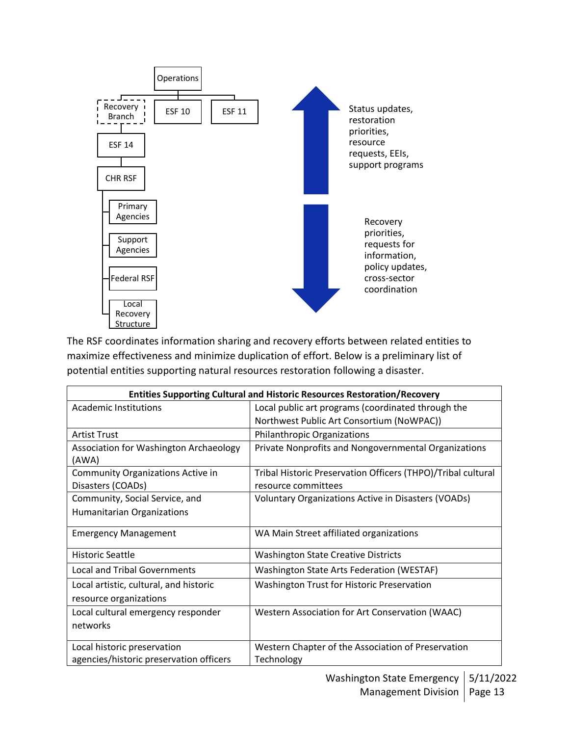Operations

- Recovery Branch
  - ESF 14
    - CHR RSF
      - Primary Agencies
      - Support Agencies
      - Federal RSF
      - Local Recovery Structure
- ESF 10
- ESF 11

↑ Status updates, restoration priorities, resource requests, EEIs, support programs

↓ Recovery priorities, requests for information, policy updates, cross-sector coordination

The RSF coordinates information sharing and recovery efforts between related entities to maximize effectiveness and minimize duplication of effort. Below is a preliminary list of potential entities supporting natural resources restoration following a disaster.

| Entities Supporting Cultural and Historic Resources Restoration/Recovery | |
|---|---|
| Academic Institutions | Local public art programs (coordinated through the Northwest Public Art Consortium (NoWPAC)) |
| Artist Trust | Philanthropic Organizations |
| Association for Washington Archaeology (AWA) | Private Nonprofits and Nongovernmental Organizations |
| Community Organizations Active in Disasters (COADs) | Tribal Historic Preservation Officers (THPO)/Tribal cultural resource committees |
| Community, Social Service, and Humanitarian Organizations | Voluntary Organizations Active in Disasters (VOADs) |
| Emergency Management | WA Main Street affiliated organizations |
| Historic Seattle | Washington State Creative Districts |
| Local and Tribal Governments | Washington State Arts Federation (WESTAF) |
| Local artistic, cultural, and historic resource organizations | Washington Trust for Historic Preservation |
| Local cultural emergency responder networks | Western Association for Art Conservation (WAAC) |
| Local historic preservation agencies/historic preservation officers | Western Chapter of the Association of Preservation Technology |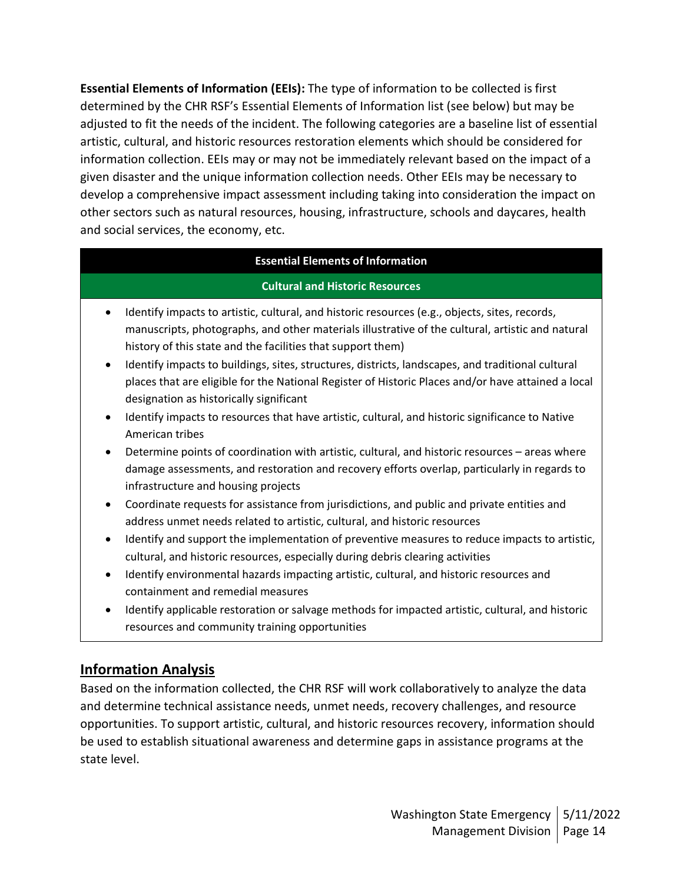**Essential Elements of Information (EEIs):** The type of information to be collected is first determined by the CHR RSF's Essential Elements of Information list (see below) but may be adjusted to fit the needs of the incident. The following categories are a baseline list of essential artistic, cultural, and historic resources restoration elements which should be considered for information collection. EEIs may or may not be immediately relevant based on the impact of a given disaster and the unique information collection needs. Other EEIs may be necessary to develop a comprehensive impact assessment including taking into consideration the impact on other sectors such as natural resources, housing, infrastructure, schools and daycares, health and social services, the economy, etc.

| Essential Elements of Information |
|---|
| **Cultural and Historic Resources** |
| • Identify impacts to artistic, cultural, and historic resources (e.g., objects, sites, records, manuscripts, photographs, and other materials illustrative of the cultural, artistic and natural history of this state and the facilities that support them)<br>• Identify impacts to buildings, sites, structures, districts, landscapes, and traditional cultural places that are eligible for the National Register of Historic Places and/or have attained a local designation as historically significant<br>• Identify impacts to resources that have artistic, cultural, and historic significance to Native American tribes<br>• Determine points of coordination with artistic, cultural, and historic resources – areas where damage assessments, and restoration and recovery efforts overlap, particularly in regards to infrastructure and housing projects<br>• Coordinate requests for assistance from jurisdictions, and public and private entities and address unmet needs related to artistic, cultural, and historic resources<br>• Identify and support the implementation of preventive measures to reduce impacts to artistic, cultural, and historic resources, especially during debris clearing activities<br>• Identify environmental hazards impacting artistic, cultural, and historic resources and containment and remedial measures<br>• Identify applicable restoration or salvage methods for impacted artistic, cultural, and historic resources and community training opportunities |

## Information Analysis

Based on the information collected, the CHR RSF will work collaboratively to analyze the data and determine technical assistance needs, unmet needs, recovery challenges, and resource opportunities. To support artistic, cultural, and historic resources recovery, information should be used to establish situational awareness and determine gaps in assistance programs at the state level.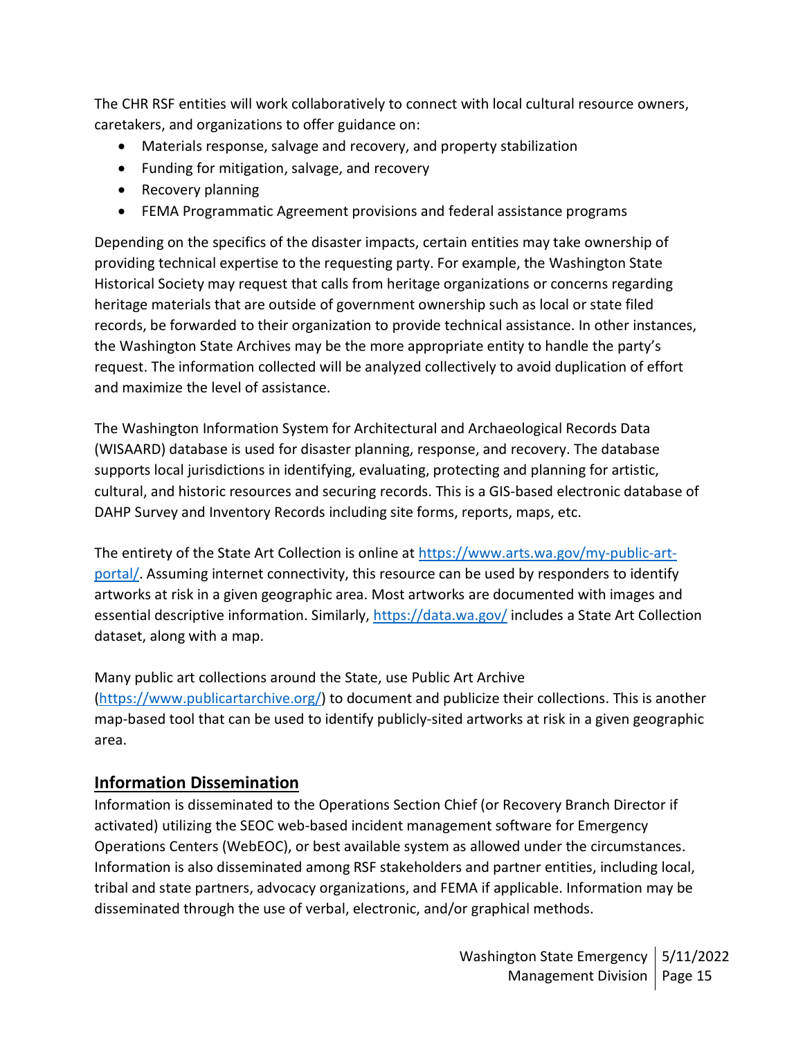The CHR RSF entities will work collaboratively to connect with local cultural resource owners, caretakers, and organizations to offer guidance on:

- Materials response, salvage and recovery, and property stabilization
- Funding for mitigation, salvage, and recovery
- Recovery planning
- FEMA Programmatic Agreement provisions and federal assistance programs

Depending on the specifics of the disaster impacts, certain entities may take ownership of providing technical expertise to the requesting party. For example, the Washington State Historical Society may request that calls from heritage organizations or concerns regarding heritage materials that are outside of government ownership such as local or state filed records, be forwarded to their organization to provide technical assistance. In other instances, the Washington State Archives may be the more appropriate entity to handle the party's request. The information collected will be analyzed collectively to avoid duplication of effort and maximize the level of assistance.

The Washington Information System for Architectural and Archaeological Records Data (WISAARD) database is used for disaster planning, response, and recovery. The database supports local jurisdictions in identifying, evaluating, protecting and planning for artistic, cultural, and historic resources and securing records. This is a GIS-based electronic database of DAHP Survey and Inventory Records including site forms, reports, maps, etc.

The entirety of the State Art Collection is online at [https://www.arts.wa.gov/my-public-art-portal/](https://www.arts.wa.gov/my-public-art-portal/). Assuming internet connectivity, this resource can be used by responders to identify artworks at risk in a given geographic area. Most artworks are documented with images and essential descriptive information. Similarly, [https://data.wa.gov/](https://data.wa.gov/) includes a State Art Collection dataset, along with a map.

Many public art collections around the State, use Public Art Archive ([https://www.publicartarchive.org/](https://www.publicartarchive.org/)) to document and publicize their collections. This is another map-based tool that can be used to identify publicly-sited artworks at risk in a given geographic area.

## Information Dissemination

Information is disseminated to the Operations Section Chief (or Recovery Branch Director if activated) utilizing the SEOC web-based incident management software for Emergency Operations Centers (WebEOC), or best available system as allowed under the circumstances. Information is also disseminated among RSF stakeholders and partner entities, including local, tribal and state partners, advocacy organizations, and FEMA if applicable. Information may be disseminated through the use of verbal, electronic, and/or graphical methods.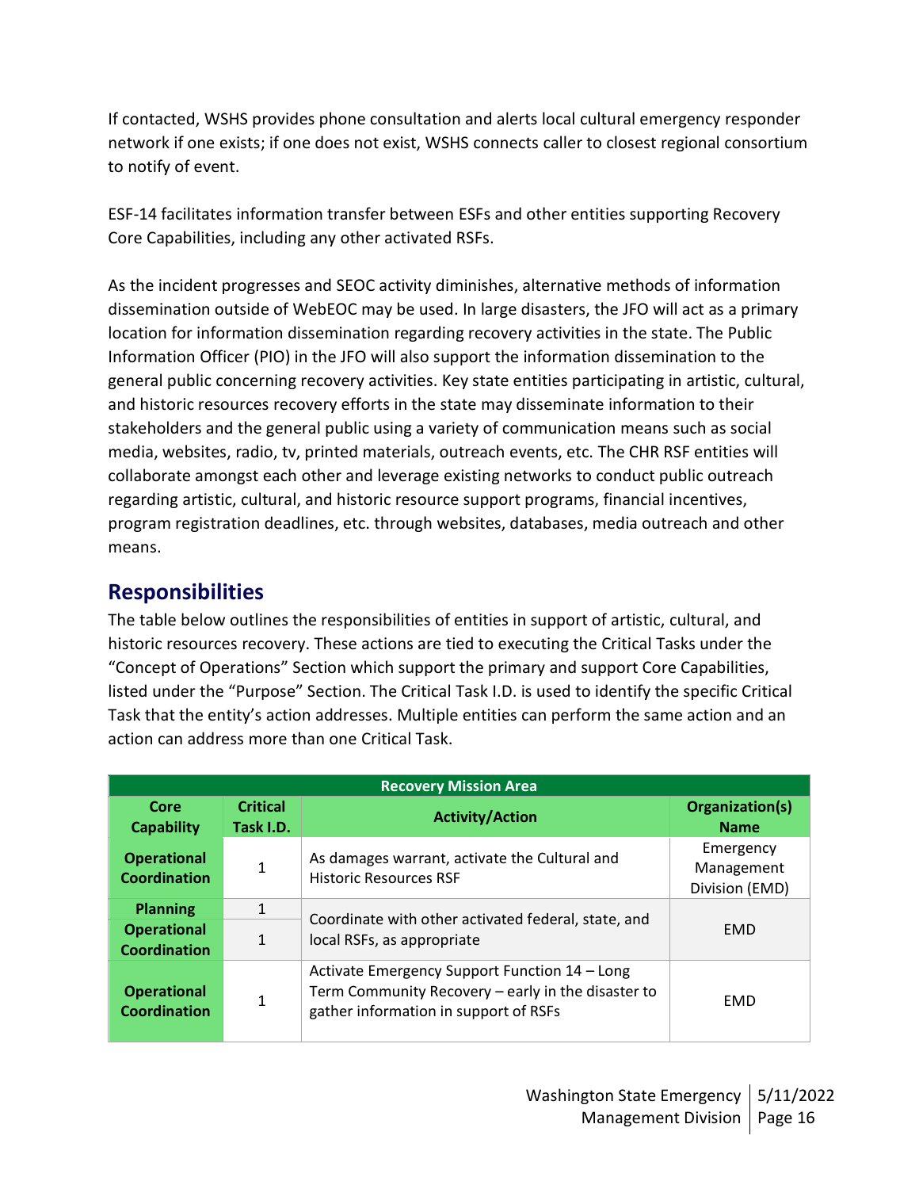If contacted, WSHS provides phone consultation and alerts local cultural emergency responder network if one exists; if one does not exist, WSHS connects caller to closest regional consortium to notify of event.

ESF-14 facilitates information transfer between ESFs and other entities supporting Recovery Core Capabilities, including any other activated RSFs.

As the incident progresses and SEOC activity diminishes, alternative methods of information dissemination outside of WebEOC may be used. In large disasters, the JFO will act as a primary location for information dissemination regarding recovery activities in the state. The Public Information Officer (PIO) in the JFO will also support the information dissemination to the general public concerning recovery activities. Key state entities participating in artistic, cultural, and historic resources recovery efforts in the state may disseminate information to their stakeholders and the general public using a variety of communication means such as social media, websites, radio, tv, printed materials, outreach events, etc. The CHR RSF entities will collaborate amongst each other and leverage existing networks to conduct public outreach regarding artistic, cultural, and historic resource support programs, financial incentives, program registration deadlines, etc. through websites, databases, media outreach and other means.

## Responsibilities

The table below outlines the responsibilities of entities in support of artistic, cultural, and historic resources recovery. These actions are tied to executing the Critical Tasks under the "Concept of Operations" Section which support the primary and support Core Capabilities, listed under the "Purpose" Section. The Critical Task I.D. is used to identify the specific Critical Task that the entity's action addresses. Multiple entities can perform the same action and an action can address more than one Critical Task.

| Recovery Mission Area | | | |
|---|---|---|---|
| **Core Capability** | **Critical Task I.D.** | **Activity/Action** | **Organization(s) Name** |
| **Operational Coordination** | 1 | As damages warrant, activate the Cultural and Historic Resources RSF | Emergency Management Division (EMD) |
| **Planning** | 1 | Coordinate with other activated federal, state, and local RSFs, as appropriate | EMD |
| **Operational Coordination** | 1 | | |
| **Operational Coordination** | 1 | Activate Emergency Support Function 14 – Long Term Community Recovery – early in the disaster to gather information in support of RSFs | EMD |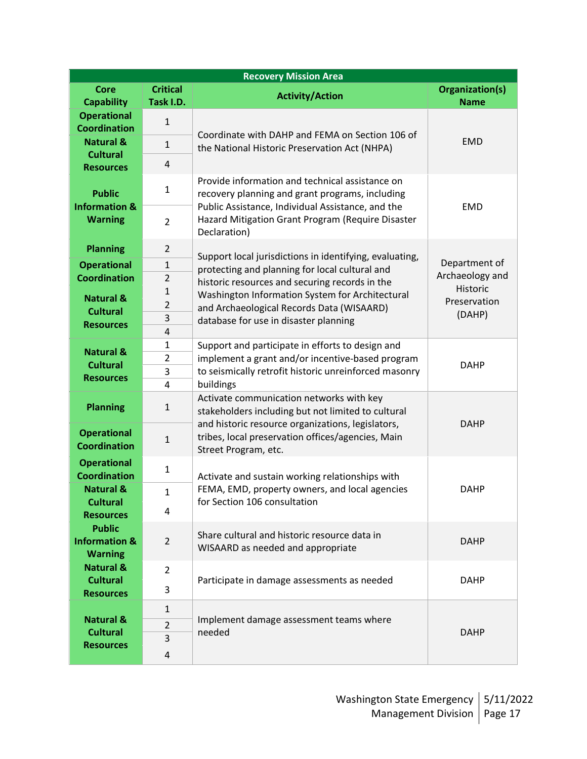| Recovery Mission Area | | | |
|---|---|---|---|
| **Core Capability** | **Critical Task I.D.** | **Activity/Action** | **Organization(s) Name** |
| **Operational Coordination** | 1 | Coordinate with DAHP and FEMA on Section 106 of the National Historic Preservation Act (NHPA) | EMD |
| **Natural & Cultural Resources** | 1, 4 | | |
| **Public Information & Warning** | 1, 2 | Provide information and technical assistance on recovery planning and grant programs, including Public Assistance, Individual Assistance, and the Hazard Mitigation Grant Program (Require Disaster Declaration) | EMD |
| **Planning** | 2 | Support local jurisdictions in identifying, evaluating, protecting and planning for local cultural and historic resources and securing records in the Washington Information System for Architectural and Archaeological Records Data (WISAARD) database for use in disaster planning | Department of Archaeology and Historic Preservation (DAHP) |
| **Operational Coordination** | 1, 2 | | |
| **Natural & Cultural Resources** | 1, 2, 3, 4 | | |
| **Natural & Cultural Resources** | 1, 2, 3, 4 | Support and participate in efforts to design and implement a grant and/or incentive-based program to seismically retrofit historic unreinforced masonry buildings | DAHP |
| **Planning** | 1 | Activate communication networks with key stakeholders including but not limited to cultural and historic resource organizations, legislators, tribes, local preservation offices/agencies, Main Street Program, etc. | DAHP |
| **Operational Coordination** | 1 | | |
| **Operational Coordination** | 1 | Activate and sustain working relationships with FEMA, EMD, property owners, and local agencies for Section 106 consultation | DAHP |
| **Natural & Cultural Resources** | 1, 4 | | |
| **Public Information & Warning** | 2 | Share cultural and historic resource data in WISAARD as needed and appropriate | DAHP |
| **Natural & Cultural Resources** | 2, 3 | Participate in damage assessments as needed | DAHP |
| **Natural & Cultural Resources** | 1, 2, 3, 4 | Implement damage assessment teams where needed | DAHP |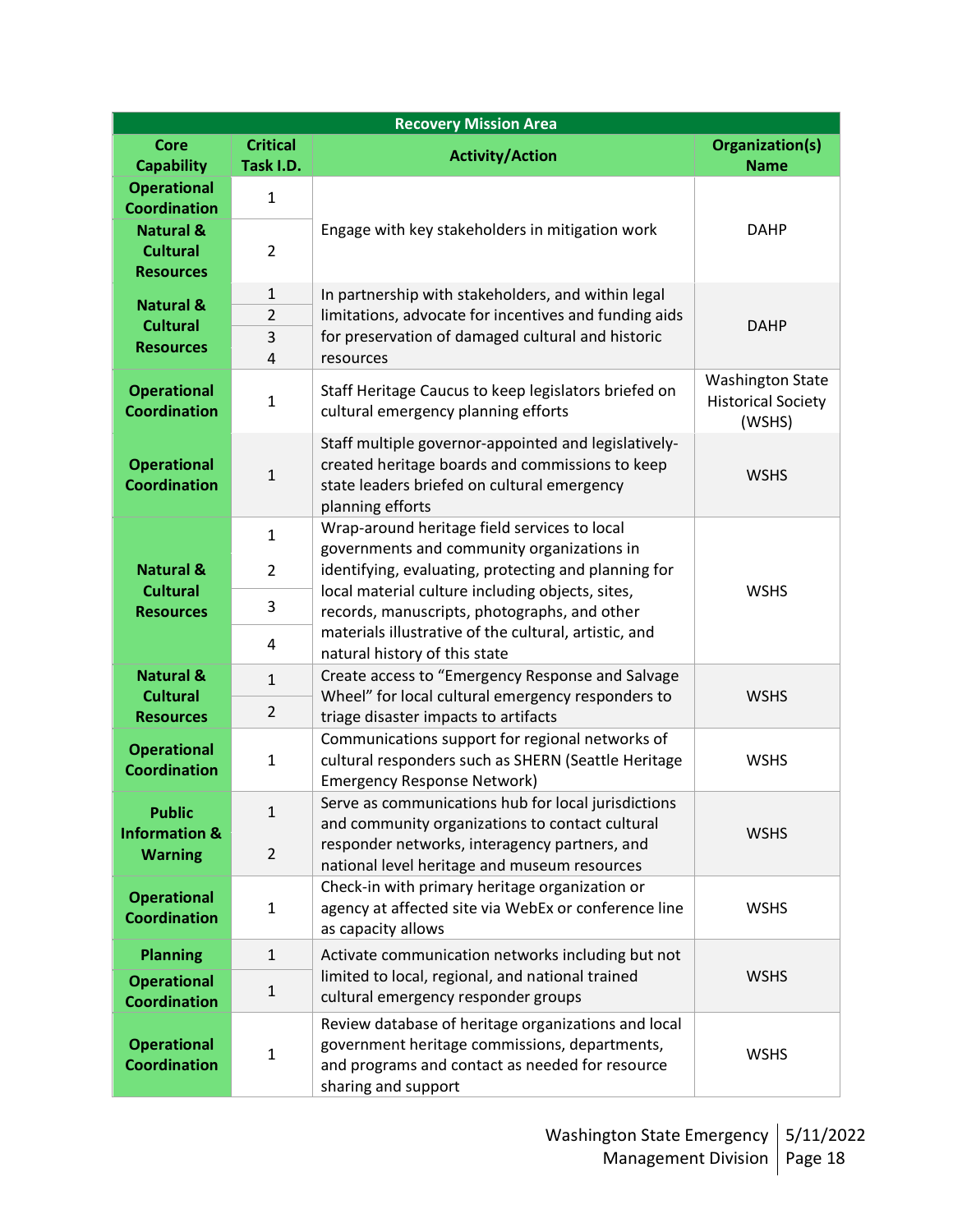| Recovery Mission Area | | | |
|---|---|---|---|
| **Core Capability** | **Critical Task I.D.** | **Activity/Action** | **Organization(s) Name** |
| **Operational Coordination** | 1 | Engage with key stakeholders in mitigation work | DAHP |
| **Natural & Cultural Resources** | 2 | | |
| **Natural & Cultural Resources** | 1 | In partnership with stakeholders, and within legal limitations, advocate for incentives and funding aids for preservation of damaged cultural and historic resources | DAHP |
| | 2 | | |
| | 3 | | |
| | 4 | | |
| **Operational Coordination** | 1 | Staff Heritage Caucus to keep legislators briefed on cultural emergency planning efforts | Washington State Historical Society (WSHS) |
| **Operational Coordination** | 1 | Staff multiple governor-appointed and legislatively-created heritage boards and commissions to keep state leaders briefed on cultural emergency planning efforts | WSHS |
| **Natural & Cultural Resources** | 1 | Wrap-around heritage field services to local governments and community organizations in identifying, evaluating, protecting and planning for local material culture including objects, sites, records, manuscripts, photographs, and other materials illustrative of the cultural, artistic, and natural history of this state | WSHS |
| | 2 | | |
| | 3 | | |
| | 4 | | |
| **Natural & Cultural Resources** | 1 | Create access to "Emergency Response and Salvage Wheel" for local cultural emergency responders to triage disaster impacts to artifacts | WSHS |
| | 2 | | |
| **Operational Coordination** | 1 | Communications support for regional networks of cultural responders such as SHERN (Seattle Heritage Emergency Response Network) | WSHS |
| **Public Information & Warning** | 1 | Serve as communications hub for local jurisdictions and community organizations to contact cultural responder networks, interagency partners, and national level heritage and museum resources | WSHS |
| | 2 | | |
| **Operational Coordination** | 1 | Check-in with primary heritage organization or agency at affected site via WebEx or conference line as capacity allows | WSHS |
| **Planning** | 1 | Activate communication networks including but not limited to local, regional, and national trained cultural emergency responder groups | WSHS |
| **Operational Coordination** | 1 | | |
| **Operational Coordination** | 1 | Review database of heritage organizations and local government heritage commissions, departments, and programs and contact as needed for resource sharing and support | WSHS |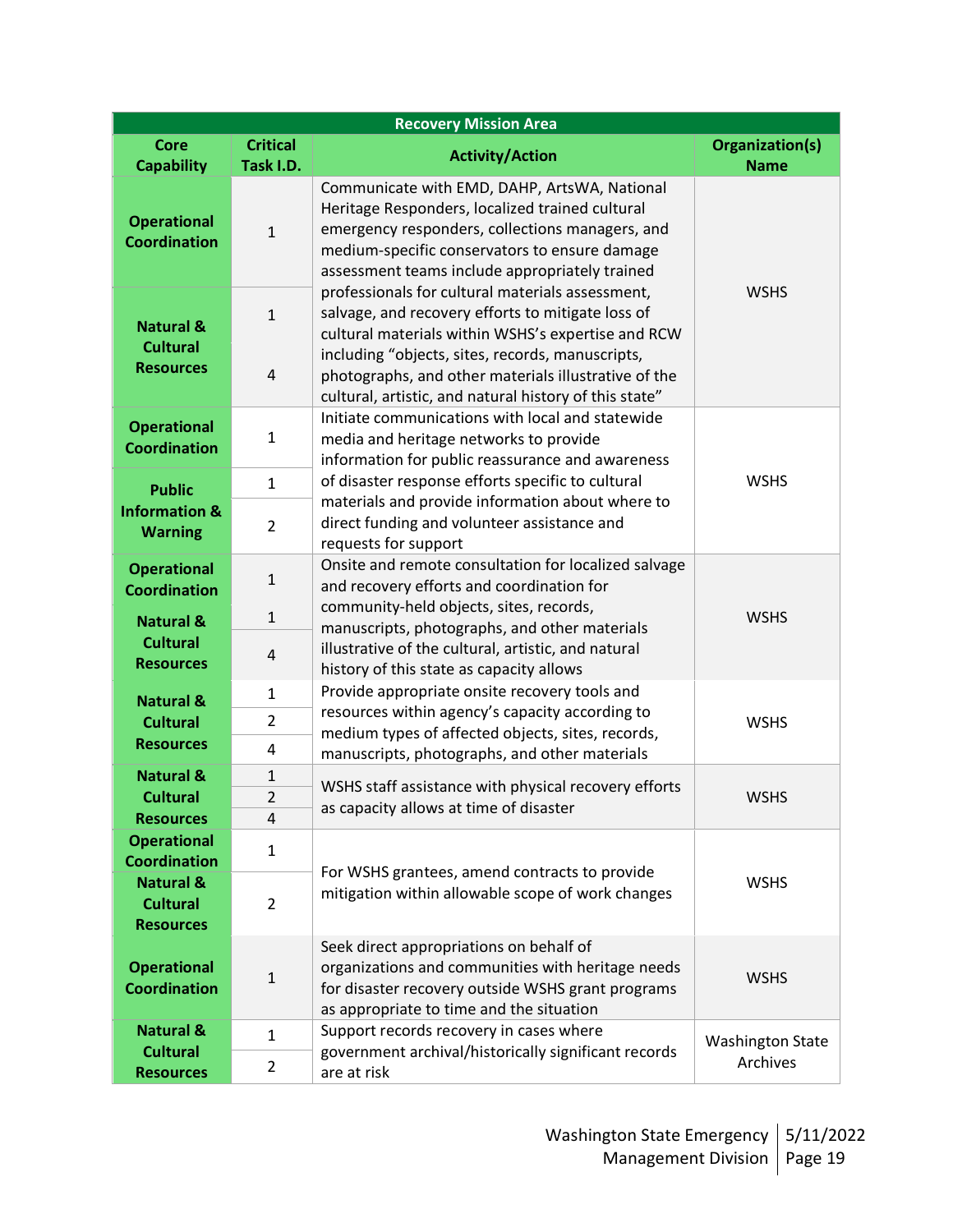| Recovery Mission Area | | | |
|---|---|---|---|
| **Core Capability** | **Critical Task I.D.** | **Activity/Action** | **Organization(s) Name** |
| **Operational Coordination** | 1 | Communicate with EMD, DAHP, ArtsWA, National Heritage Responders, localized trained cultural emergency responders, collections managers, and medium-specific conservators to ensure damage assessment teams include appropriately trained professionals for cultural materials assessment, salvage, and recovery efforts to mitigate loss of cultural materials within WSHS's expertise and RCW including "objects, sites, records, manuscripts, photographs, and other materials illustrative of the cultural, artistic, and natural history of this state" | WSHS |
| **Natural & Cultural Resources** | 1 | | |
| | 4 | | |
| **Operational Coordination** | 1 | Initiate communications with local and statewide media and heritage networks to provide information for public reassurance and awareness of disaster response efforts specific to cultural materials and provide information about where to direct funding and volunteer assistance and requests for support | WSHS |
| **Public Information & Warning** | 1 | | |
| | 2 | | |
| **Operational Coordination** | 1 | Onsite and remote consultation for localized salvage and recovery efforts and coordination for community-held objects, sites, records, manuscripts, photographs, and other materials illustrative of the cultural, artistic, and natural history of this state as capacity allows | WSHS |
| **Natural & Cultural Resources** | 1 | | |
| | 4 | | |
| **Natural & Cultural Resources** | 1 | Provide appropriate onsite recovery tools and resources within agency's capacity according to medium types of affected objects, sites, records, manuscripts, photographs, and other materials | WSHS |
| | 2 | | |
| | 4 | | |
| **Natural & Cultural Resources** | 1 | WSHS staff assistance with physical recovery efforts as capacity allows at time of disaster | WSHS |
| | 2 | | |
| | 4 | | |
| **Operational Coordination** | 1 | For WSHS grantees, amend contracts to provide mitigation within allowable scope of work changes | WSHS |
| **Natural & Cultural Resources** | 2 | | |
| **Operational Coordination** | 1 | Seek direct appropriations on behalf of organizations and communities with heritage needs for disaster recovery outside WSHS grant programs as appropriate to time and the situation | WSHS |
| **Natural & Cultural Resources** | 1 | Support records recovery in cases where government archival/historically significant records are at risk | Washington State Archives |
| | 2 | | |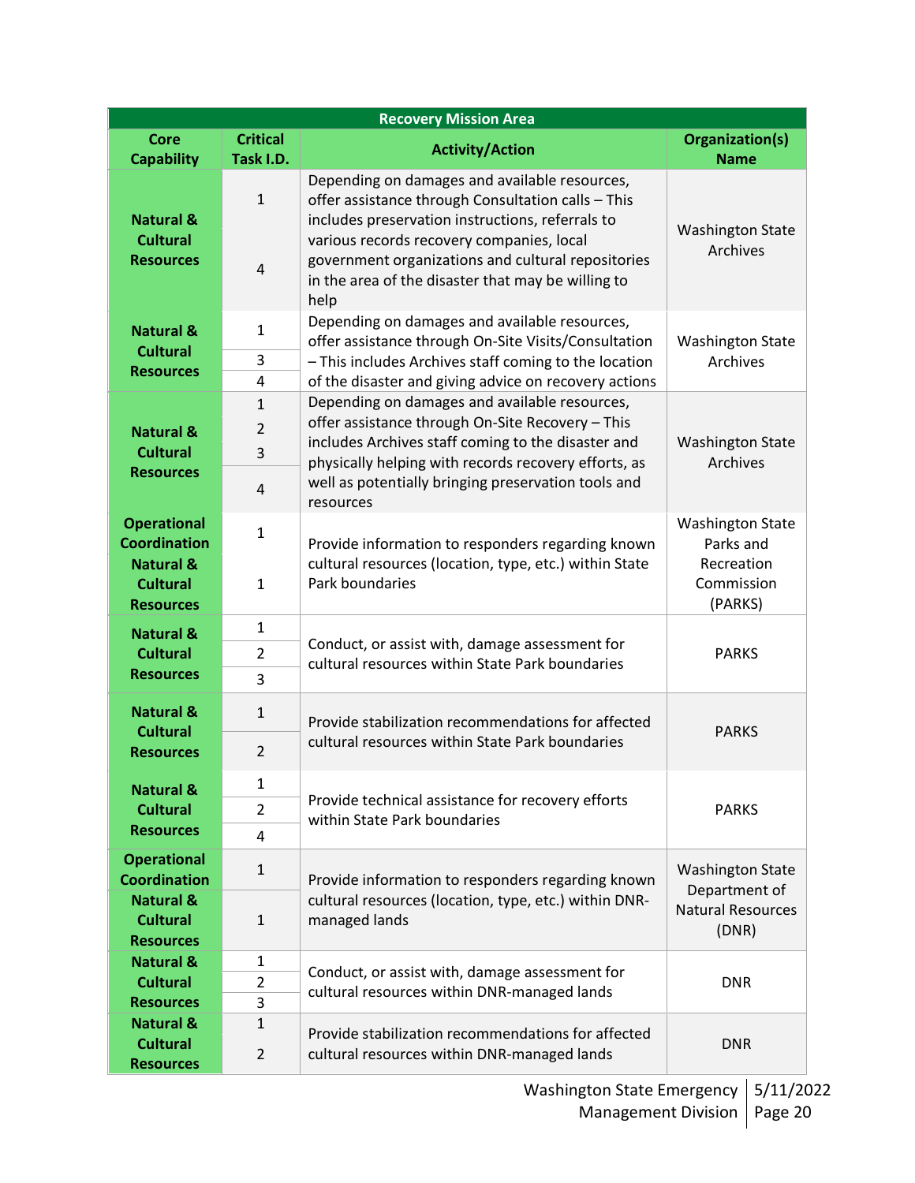| Recovery Mission Area | | | |
|---|---|---|---|
| **Core Capability** | **Critical Task I.D.** | **Activity/Action** | **Organization(s) Name** |
| **Natural & Cultural Resources** | 1<br>4 | Depending on damages and available resources, offer assistance through Consultation calls – This includes preservation instructions, referrals to various records recovery companies, local government organizations and cultural repositories in the area of the disaster that may be willing to help | Washington State Archives |
| **Natural & Cultural Resources** | 1<br>3<br>4 | Depending on damages and available resources, offer assistance through On-Site Visits/Consultation – This includes Archives staff coming to the location of the disaster and giving advice on recovery actions | Washington State Archives |
| **Natural & Cultural Resources** | 1<br>2<br>3<br>4 | Depending on damages and available resources, offer assistance through On-Site Recovery – This includes Archives staff coming to the disaster and physically helping with records recovery efforts, as well as potentially bringing preservation tools and resources | Washington State Archives |
| **Operational Coordination**<br>**Natural & Cultural Resources** | 1<br>1 | Provide information to responders regarding known cultural resources (location, type, etc.) within State Park boundaries | Washington State Parks and Recreation Commission (PARKS) |
| **Natural & Cultural Resources** | 1<br>2<br>3 | Conduct, or assist with, damage assessment for cultural resources within State Park boundaries | PARKS |
| **Natural & Cultural Resources** | 1<br>2 | Provide stabilization recommendations for affected cultural resources within State Park boundaries | PARKS |
| **Natural & Cultural Resources** | 1<br>2<br>4 | Provide technical assistance for recovery efforts within State Park boundaries | PARKS |
| **Operational Coordination**<br>**Natural & Cultural Resources** | 1<br>1 | Provide information to responders regarding known cultural resources (location, type, etc.) within DNR-managed lands | Washington State Department of Natural Resources (DNR) |
| **Natural & Cultural Resources** | 1<br>2<br>3 | Conduct, or assist with, damage assessment for cultural resources within DNR-managed lands | DNR |
| **Natural & Cultural Resources** | 1<br>2 | Provide stabilization recommendations for affected cultural resources within DNR-managed lands | DNR |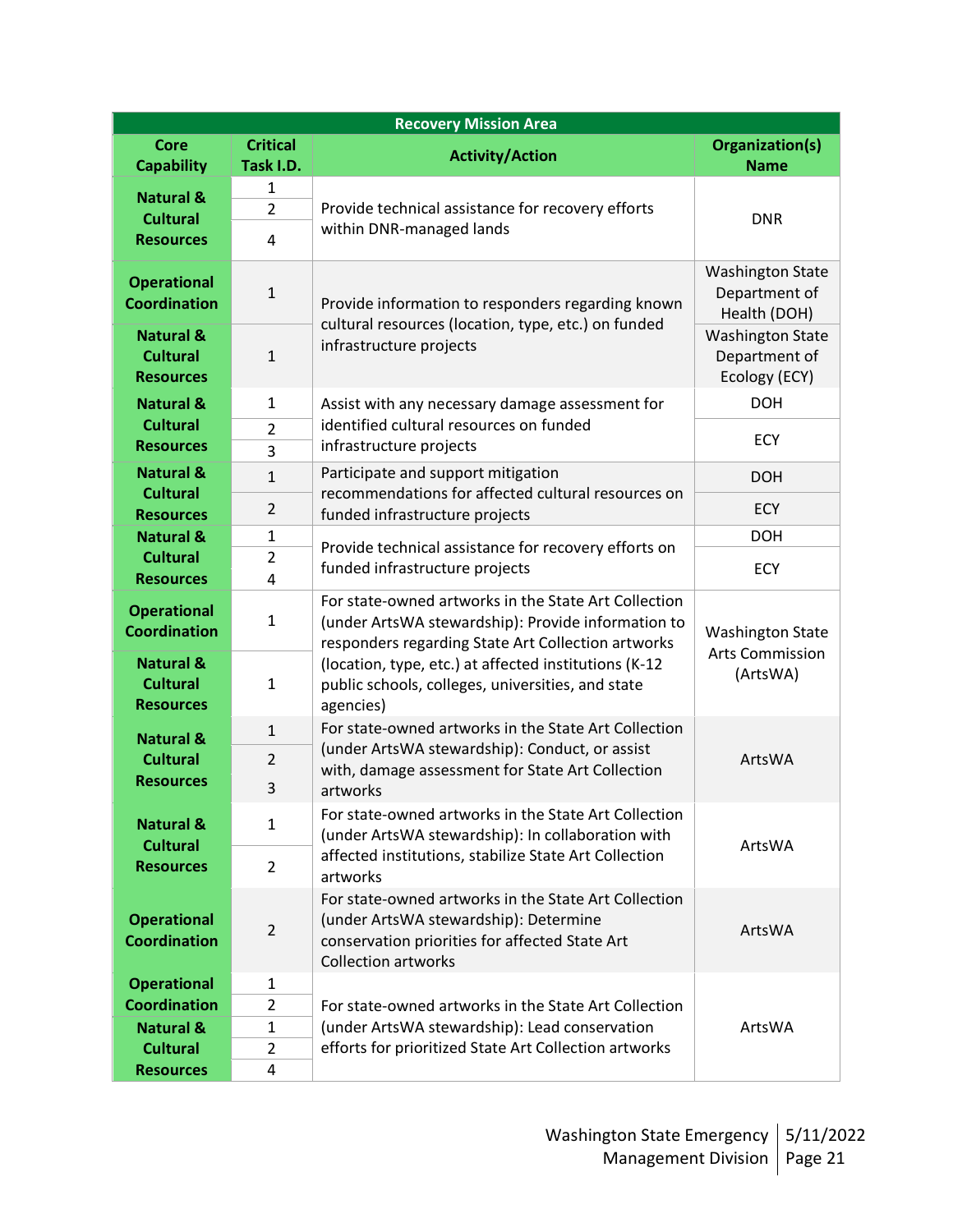| Recovery Mission Area | | | |
|---|---|---|---|
| **Core Capability** | **Critical Task I.D.** | **Activity/Action** | **Organization(s) Name** |
| **Natural & Cultural Resources** | 1<br>2<br>4 | Provide technical assistance for recovery efforts within DNR-managed lands | DNR |
| **Operational Coordination** | 1 | Provide information to responders regarding known cultural resources (location, type, etc.) on funded infrastructure projects | Washington State Department of Health (DOH) |
| **Natural & Cultural Resources** | 1 | | Washington State Department of Ecology (ECY) |
| **Natural & Cultural Resources** | 1<br>2<br>3 | Assist with any necessary damage assessment for identified cultural resources on funded infrastructure projects | DOH<br>ECY |
| **Natural & Cultural Resources** | 1<br>2 | Participate and support mitigation recommendations for affected cultural resources on funded infrastructure projects | DOH<br>ECY |
| **Natural & Cultural Resources** | 1<br>2<br>4 | Provide technical assistance for recovery efforts on funded infrastructure projects | DOH<br>ECY |
| **Operational Coordination** | 1 | For state-owned artworks in the State Art Collection (under ArtsWA stewardship): Provide information to responders regarding State Art Collection artworks (location, type, etc.) at affected institutions (K-12 public schools, colleges, universities, and state agencies) | Washington State Arts Commission (ArtsWA) |
| **Natural & Cultural Resources** | 1 | | |
| **Natural & Cultural Resources** | 1<br>2<br>3 | For state-owned artworks in the State Art Collection (under ArtsWA stewardship): Conduct, or assist with, damage assessment for State Art Collection artworks | ArtsWA |
| **Natural & Cultural Resources** | 1<br>2 | For state-owned artworks in the State Art Collection (under ArtsWA stewardship): In collaboration with affected institutions, stabilize State Art Collection artworks | ArtsWA |
| **Operational Coordination** | 2 | For state-owned artworks in the State Art Collection (under ArtsWA stewardship): Determine conservation priorities for affected State Art Collection artworks | ArtsWA |
| **Operational Coordination** | 1<br>2 | For state-owned artworks in the State Art Collection (under ArtsWA stewardship): Lead conservation efforts for prioritized State Art Collection artworks | ArtsWA |
| **Natural & Cultural Resources** | 1<br>2<br>4 | | |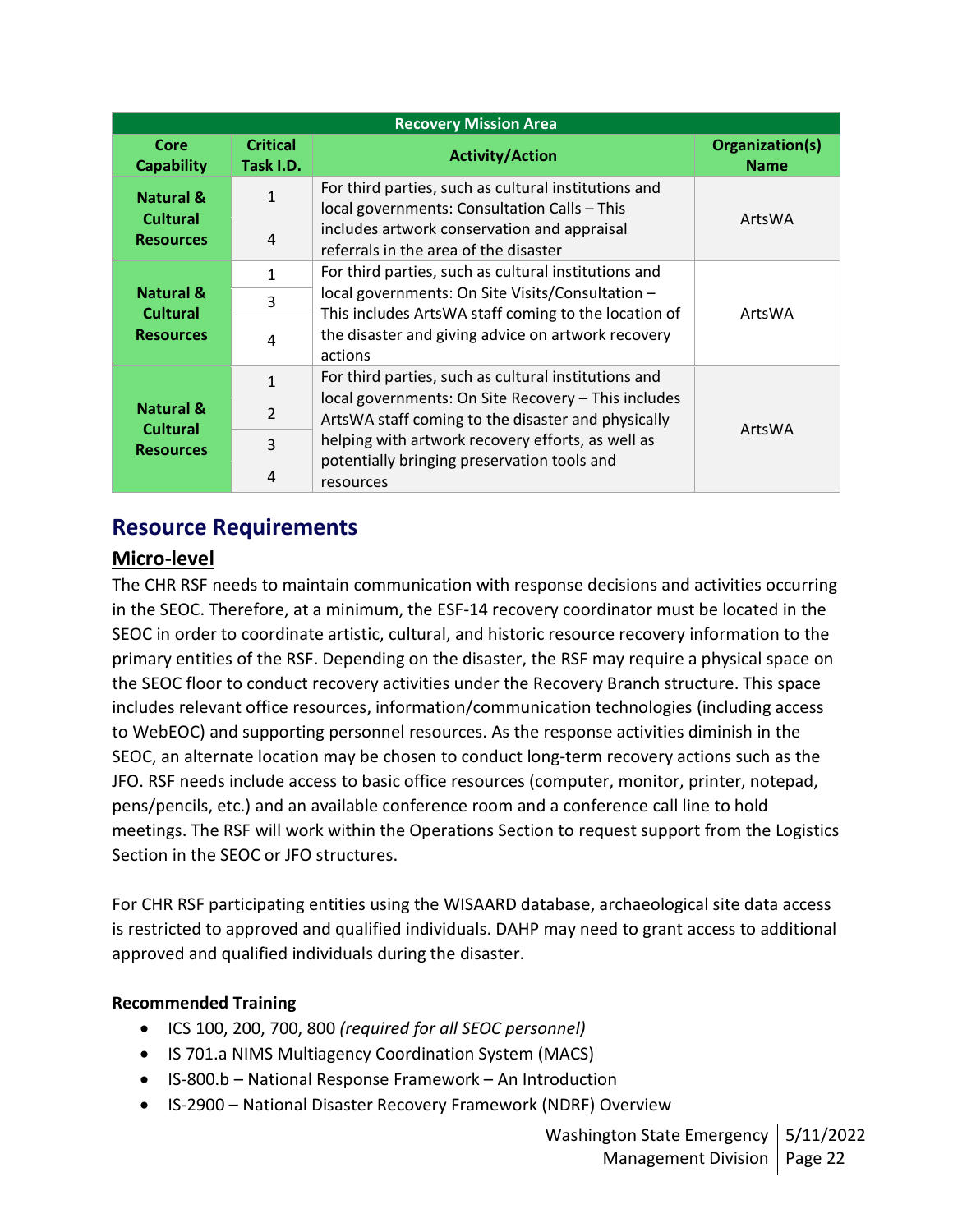| Recovery Mission Area | | | |
|---|---|---|---|
| **Core Capability** | **Critical Task I.D.** | **Activity/Action** | **Organization(s) Name** |
| **Natural & Cultural Resources** | 1<br>4 | For third parties, such as cultural institutions and local governments: Consultation Calls – This includes artwork conservation and appraisal referrals in the area of the disaster | ArtsWA |
| **Natural & Cultural Resources** | 1<br>3<br>4 | For third parties, such as cultural institutions and local governments: On Site Visits/Consultation – This includes ArtsWA staff coming to the location of the disaster and giving advice on artwork recovery actions | ArtsWA |
| **Natural & Cultural Resources** | 1<br>2<br>3<br>4 | For third parties, such as cultural institutions and local governments: On Site Recovery – This includes ArtsWA staff coming to the disaster and physically helping with artwork recovery efforts, as well as potentially bringing preservation tools and resources | ArtsWA |

## Resource Requirements

### Micro-level

The CHR RSF needs to maintain communication with response decisions and activities occurring in the SEOC. Therefore, at a minimum, the ESF-14 recovery coordinator must be located in the SEOC in order to coordinate artistic, cultural, and historic resource recovery information to the primary entities of the RSF. Depending on the disaster, the RSF may require a physical space on the SEOC floor to conduct recovery activities under the Recovery Branch structure. This space includes relevant office resources, information/communication technologies (including access to WebEOC) and supporting personnel resources. As the response activities diminish in the SEOC, an alternate location may be chosen to conduct long-term recovery actions such as the JFO. RSF needs include access to basic office resources (computer, monitor, printer, notepad, pens/pencils, etc.) and an available conference room and a conference call line to hold meetings. The RSF will work within the Operations Section to request support from the Logistics Section in the SEOC or JFO structures.

For CHR RSF participating entities using the WISAARD database, archaeological site data access is restricted to approved and qualified individuals. DAHP may need to grant access to additional approved and qualified individuals during the disaster.

**Recommended Training**

- ICS 100, 200, 700, 800 *(required for all SEOC personnel)*
- IS 701.a NIMS Multiagency Coordination System (MACS)
- IS-800.b – National Response Framework – An Introduction
- IS-2900 – National Disaster Recovery Framework (NDRF) Overview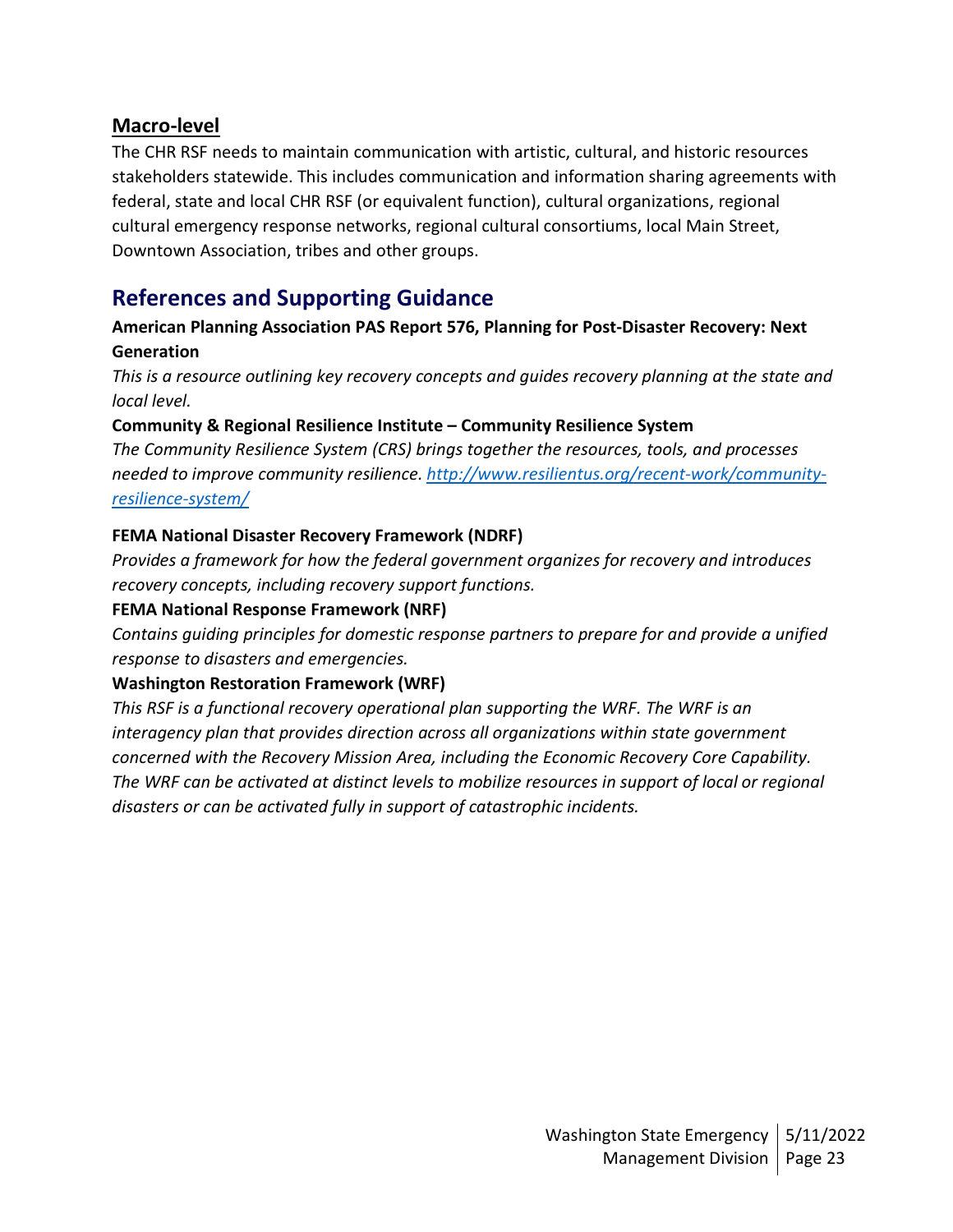### Macro-level

The CHR RSF needs to maintain communication with artistic, cultural, and historic resources stakeholders statewide. This includes communication and information sharing agreements with federal, state and local CHR RSF (or equivalent function), cultural organizations, regional cultural emergency response networks, regional cultural consortiums, local Main Street, Downtown Association, tribes and other groups.

## References and Supporting Guidance

**American Planning Association PAS Report 576, Planning for Post-Disaster Recovery: Next Generation**

*This is a resource outlining key recovery concepts and guides recovery planning at the state and local level.*

**Community & Regional Resilience Institute – Community Resilience System**

*The Community Resilience System (CRS) brings together the resources, tools, and processes needed to improve community resilience. [http://www.resilientus.org/recent-work/community-resilience-system/](http://www.resilientus.org/recent-work/community-resilience-system/)*

**FEMA National Disaster Recovery Framework (NDRF)**

*Provides a framework for how the federal government organizes for recovery and introduces recovery concepts, including recovery support functions.*

**FEMA National Response Framework (NRF)**

*Contains guiding principles for domestic response partners to prepare for and provide a unified response to disasters and emergencies.*

**Washington Restoration Framework (WRF)**

*This RSF is a functional recovery operational plan supporting the WRF. The WRF is an interagency plan that provides direction across all organizations within state government concerned with the Recovery Mission Area, including the Economic Recovery Core Capability. The WRF can be activated at distinct levels to mobilize resources in support of local or regional disasters or can be activated fully in support of catastrophic incidents.*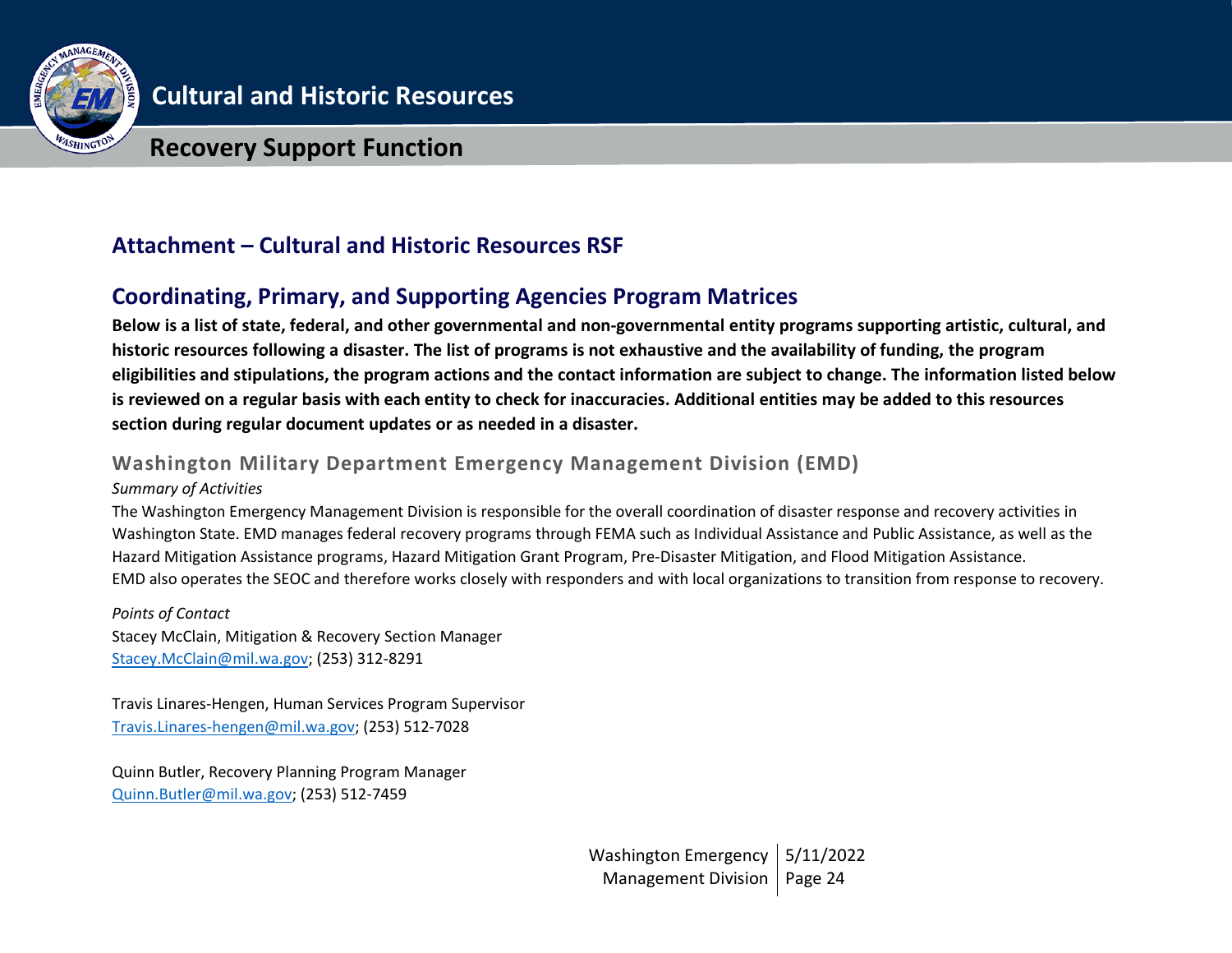## Attachment – Cultural and Historic Resources RSF

## Coordinating, Primary, and Supporting Agencies Program Matrices

**Below is a list of state, federal, and other governmental and non-governmental entity programs supporting artistic, cultural, and historic resources following a disaster. The list of programs is not exhaustive and the availability of funding, the program eligibilities and stipulations, the program actions and the contact information are subject to change. The information listed below is reviewed on a regular basis with each entity to check for inaccuracies. Additional entities may be added to this resources section during regular document updates or as needed in a disaster.**

### Washington Military Department Emergency Management Division (EMD)

*Summary of Activities*

The Washington Emergency Management Division is responsible for the overall coordination of disaster response and recovery activities in Washington State. EMD manages federal recovery programs through FEMA such as Individual Assistance and Public Assistance, as well as the Hazard Mitigation Assistance programs, Hazard Mitigation Grant Program, Pre-Disaster Mitigation, and Flood Mitigation Assistance. EMD also operates the SEOC and therefore works closely with responders and with local organizations to transition from response to recovery.

*Points of Contact*

Stacey McClain, Mitigation & Recovery Section Manager
Stacey.McClain@mil.wa.gov; (253) 312-8291

Travis Linares-Hengen, Human Services Program Supervisor
Travis.Linares-hengen@mil.wa.gov; (253) 512-7028

Quinn Butler, Recovery Planning Program Manager
Quinn.Butler@mil.wa.gov; (253) 512-7459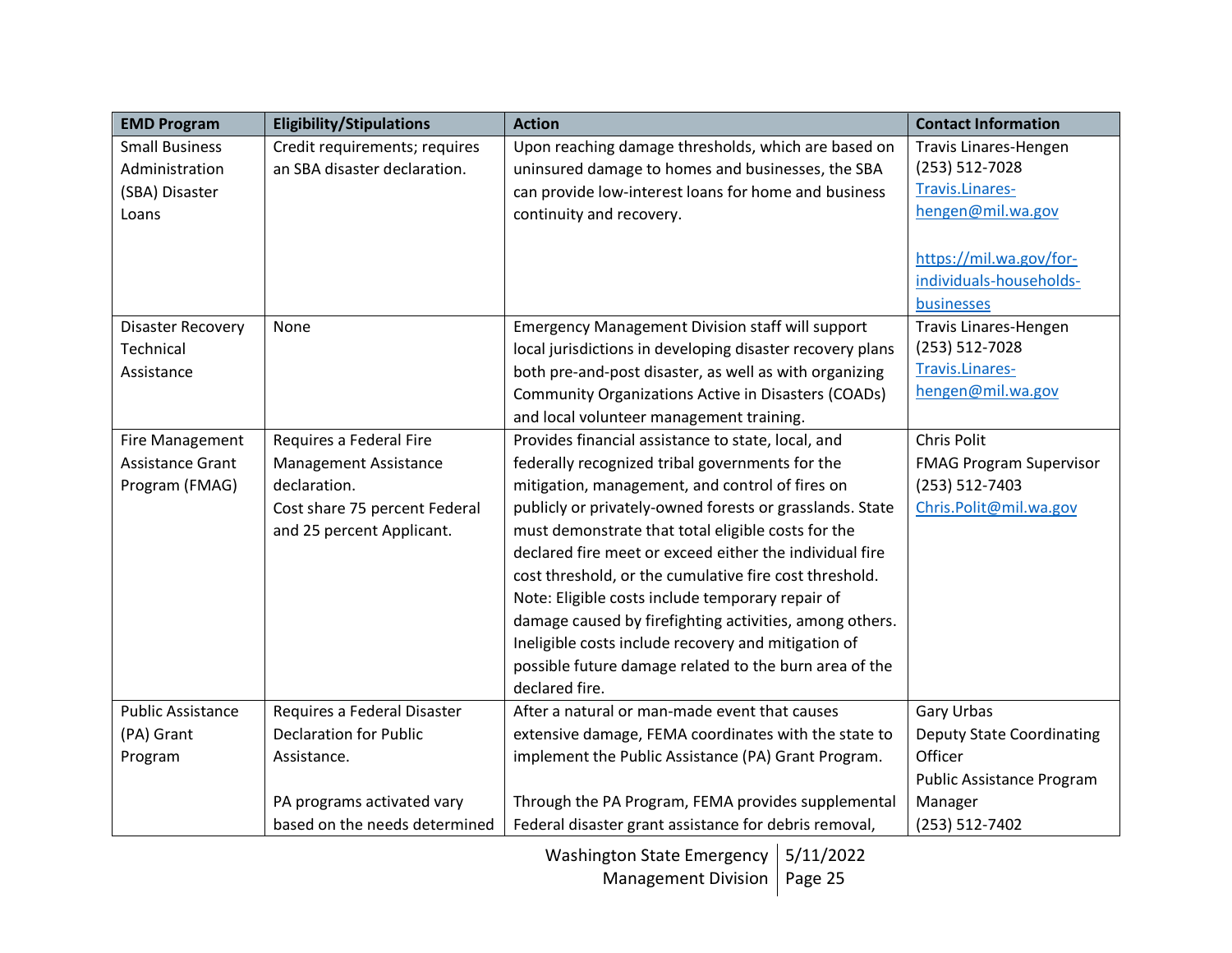| EMD Program | Eligibility/Stipulations | Action | Contact Information |
|---|---|---|---|
| Small Business Administration (SBA) Disaster Loans | Credit requirements; requires an SBA disaster declaration. | Upon reaching damage thresholds, which are based on uninsured damage to homes and businesses, the SBA can provide low-interest loans for home and business continuity and recovery. | Travis Linares-Hengen<br>(253) 512-7028<br>Travis.Linares-hengen@mil.wa.gov<br><br>https://mil.wa.gov/for-individuals-households-businesses |
| Disaster Recovery Technical Assistance | None | Emergency Management Division staff will support local jurisdictions in developing disaster recovery plans both pre-and-post disaster, as well as with organizing Community Organizations Active in Disasters (COADs) and local volunteer management training. | Travis Linares-Hengen<br>(253) 512-7028<br>Travis.Linares-hengen@mil.wa.gov |
| Fire Management Assistance Grant Program (FMAG) | Requires a Federal Fire Management Assistance declaration.<br>Cost share 75 percent Federal and 25 percent Applicant. | Provides financial assistance to state, local, and federally recognized tribal governments for the mitigation, management, and control of fires on publicly or privately-owned forests or grasslands. State must demonstrate that total eligible costs for the declared fire meet or exceed either the individual fire cost threshold, or the cumulative fire cost threshold. Note: Eligible costs include temporary repair of damage caused by firefighting activities, among others. Ineligible costs include recovery and mitigation of possible future damage related to the burn area of the declared fire. | Chris Polit<br>FMAG Program Supervisor<br>(253) 512-7403<br>Chris.Polit@mil.wa.gov |
| Public Assistance (PA) Grant Program | Requires a Federal Disaster Declaration for Public Assistance.<br><br>PA programs activated vary based on the needs determined | After a natural or man-made event that causes extensive damage, FEMA coordinates with the state to implement the Public Assistance (PA) Grant Program.<br><br>Through the PA Program, FEMA provides supplemental Federal disaster grant assistance for debris removal, | Gary Urbas<br>Deputy State Coordinating Officer<br>Public Assistance Program Manager<br>(253) 512-7402 |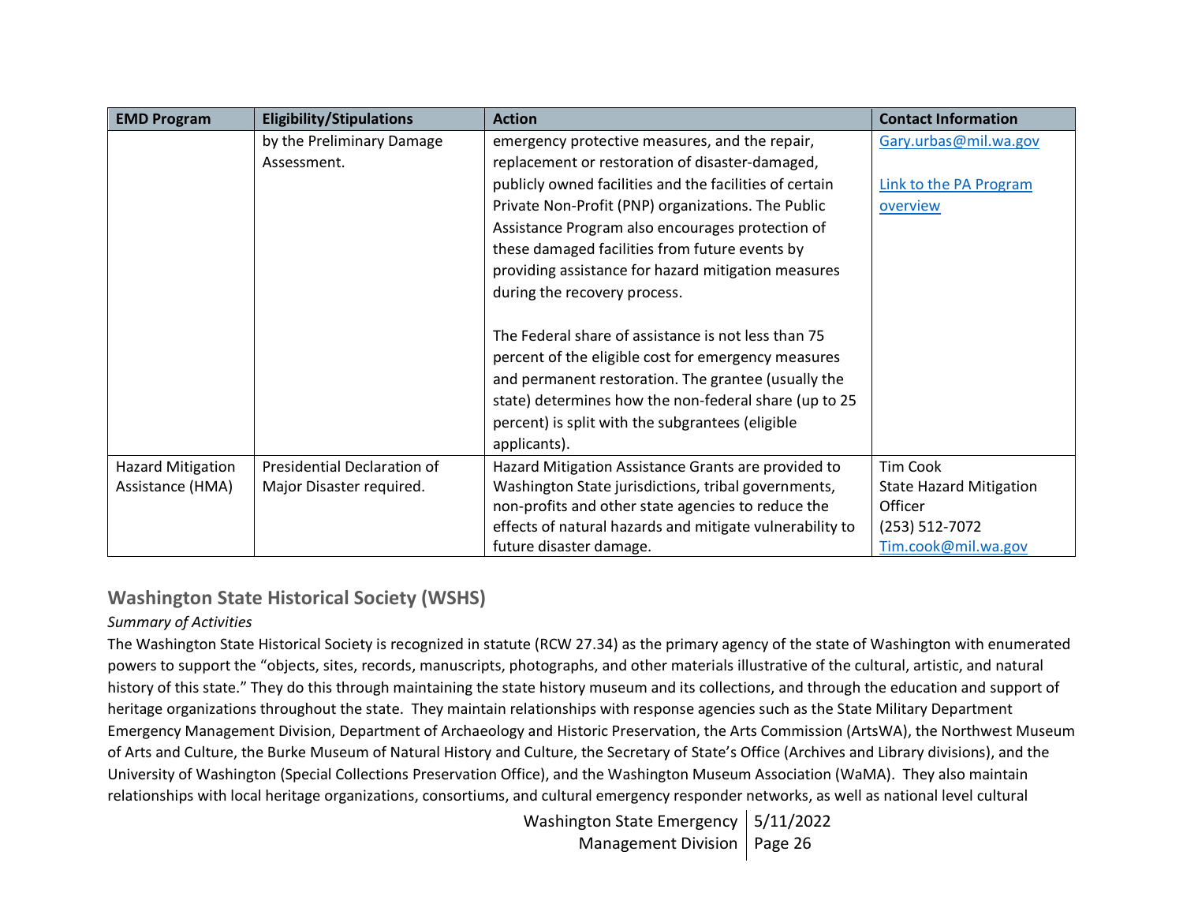| EMD Program | Eligibility/Stipulations | Action | Contact Information |
| --- | --- | --- | --- |
| | by the Preliminary Damage Assessment. | emergency protective measures, and the repair, replacement or restoration of disaster-damaged, publicly owned facilities and the facilities of certain Private Non-Profit (PNP) organizations. The Public Assistance Program also encourages protection of these damaged facilities from future events by providing assistance for hazard mitigation measures during the recovery process.<br><br>The Federal share of assistance is not less than 75 percent of the eligible cost for emergency measures and permanent restoration. The grantee (usually the state) determines how the non-federal share (up to 25 percent) is split with the subgrantees (eligible applicants). | Gary.urbas@mil.wa.gov<br><br>Link to the PA Program overview |
| Hazard Mitigation Assistance (HMA) | Presidential Declaration of Major Disaster required. | Hazard Mitigation Assistance Grants are provided to Washington State jurisdictions, tribal governments, non-profits and other state agencies to reduce the effects of natural hazards and mitigate vulnerability to future disaster damage. | Tim Cook<br>State Hazard Mitigation Officer<br>(253) 512-7072<br>Tim.cook@mil.wa.gov |

## Washington State Historical Society (WSHS)

*Summary of Activities*

The Washington State Historical Society is recognized in statute (RCW 27.34) as the primary agency of the state of Washington with enumerated powers to support the "objects, sites, records, manuscripts, photographs, and other materials illustrative of the cultural, artistic, and natural history of this state." They do this through maintaining the state history museum and its collections, and through the education and support of heritage organizations throughout the state. They maintain relationships with response agencies such as the State Military Department Emergency Management Division, Department of Archaeology and Historic Preservation, the Arts Commission (ArtsWA), the Northwest Museum of Arts and Culture, the Burke Museum of Natural History and Culture, the Secretary of State's Office (Archives and Library divisions), and the University of Washington (Special Collections Preservation Office), and the Washington Museum Association (WaMA). They also maintain relationships with local heritage organizations, consortiums, and cultural emergency responder networks, as well as national level cultural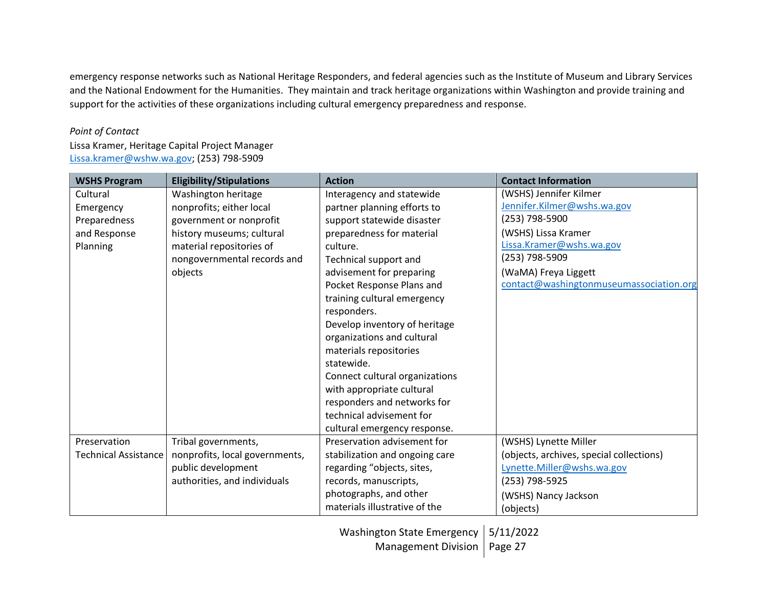emergency response networks such as National Heritage Responders, and federal agencies such as the Institute of Museum and Library Services and the National Endowment for the Humanities. They maintain and track heritage organizations within Washington and provide training and support for the activities of these organizations including cultural emergency preparedness and response.

*Point of Contact*

Lissa Kramer, Heritage Capital Project Manager
Lissa.kramer@wshw.wa.gov; (253) 798-5909

| WSHS Program | Eligibility/Stipulations | Action | Contact Information |
|---|---|---|---|
| Cultural Emergency Preparedness and Response Planning | Washington heritage nonprofits; either local government or nonprofit history museums; cultural material repositories of nongovernmental records and objects | Interagency and statewide partner planning efforts to support statewide disaster preparedness for material culture.<br>Technical support and advisement for preparing Pocket Response Plans and training cultural emergency responders.<br>Develop inventory of heritage organizations and cultural materials repositories statewide.<br>Connect cultural organizations with appropriate cultural responders and networks for technical advisement for cultural emergency response. | (WSHS) Jennifer Kilmer<br>Jennifer.Kilmer@wshs.wa.gov<br>(253) 798-5900<br>(WSHS) Lissa Kramer<br>Lissa.Kramer@wshs.wa.gov<br>(253) 798-5909<br>(WaMA) Freya Liggett<br>contact@washingtonmuseumassociation.org |
| Preservation Technical Assistance | Tribal governments, nonprofits, local governments, public development authorities, and individuals | Preservation advisement for stabilization and ongoing care regarding "objects, sites, records, manuscripts, photographs, and other materials illustrative of the | (WSHS) Lynette Miller<br>(objects, archives, special collections)<br>Lynette.Miller@wshs.wa.gov<br>(253) 798-5925<br>(WSHS) Nancy Jackson<br>(objects) |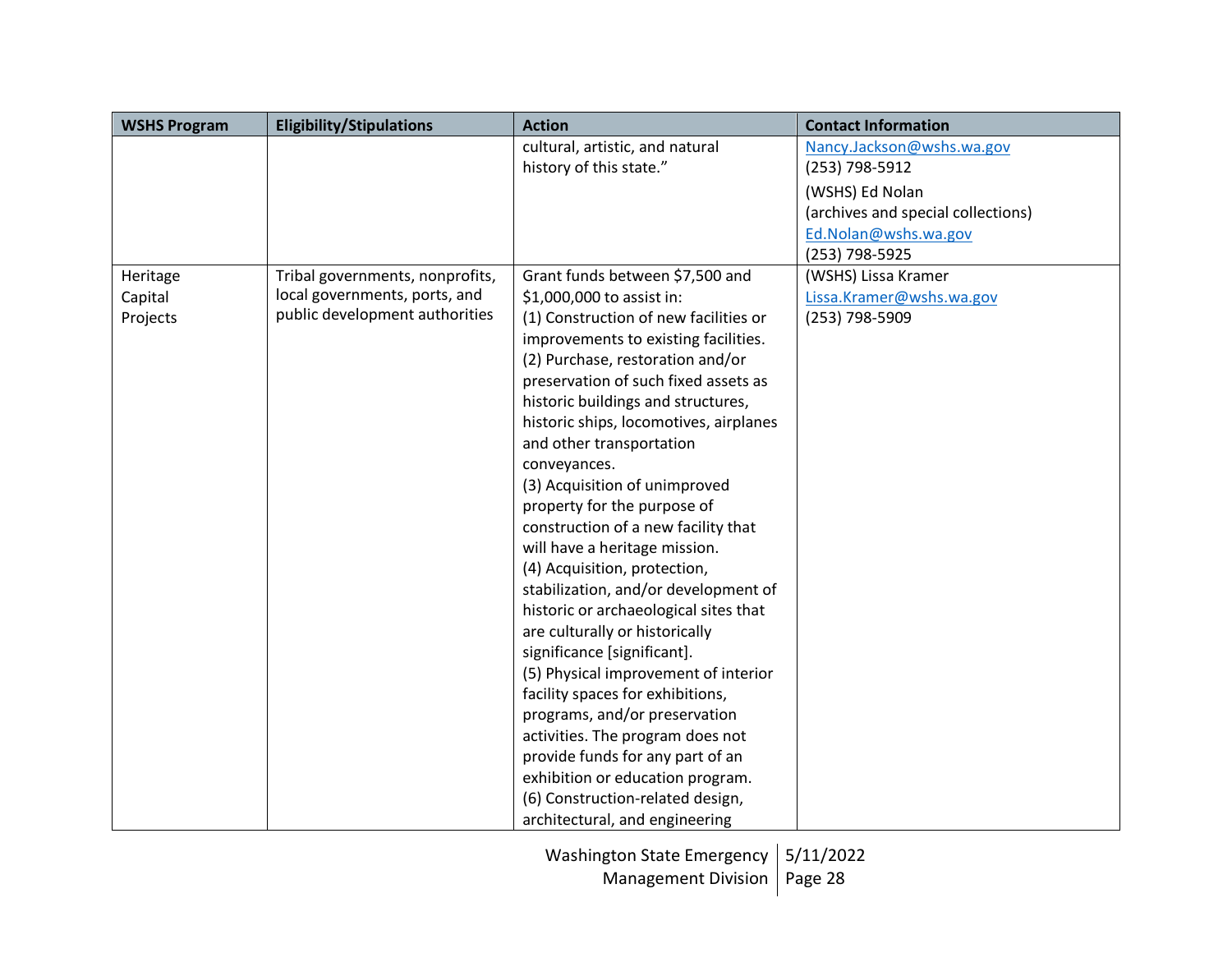| WSHS Program | Eligibility/Stipulations | Action | Contact Information |
|---|---|---|---|
| | | cultural, artistic, and natural history of this state." | Nancy.Jackson@wshs.wa.gov<br>(253) 798-5912<br>(WSHS) Ed Nolan<br>(archives and special collections)<br>Ed.Nolan@wshs.wa.gov<br>(253) 798-5925 |
| Heritage Capital Projects | Tribal governments, nonprofits, local governments, ports, and public development authorities | Grant funds between $7,500 and $1,000,000 to assist in:<br>(1) Construction of new facilities or improvements to existing facilities.<br>(2) Purchase, restoration and/or preservation of such fixed assets as historic buildings and structures, historic ships, locomotives, airplanes and other transportation conveyances.<br>(3) Acquisition of unimproved property for the purpose of construction of a new facility that will have a heritage mission.<br>(4) Acquisition, protection, stabilization, and/or development of historic or archaeological sites that are culturally or historically significance [significant].<br>(5) Physical improvement of interior facility spaces for exhibitions, programs, and/or preservation activities. The program does not provide funds for any part of an exhibition or education program.<br>(6) Construction-related design, architectural, and engineering | (WSHS) Lissa Kramer<br>Lissa.Kramer@wshs.wa.gov<br>(253) 798-5909 |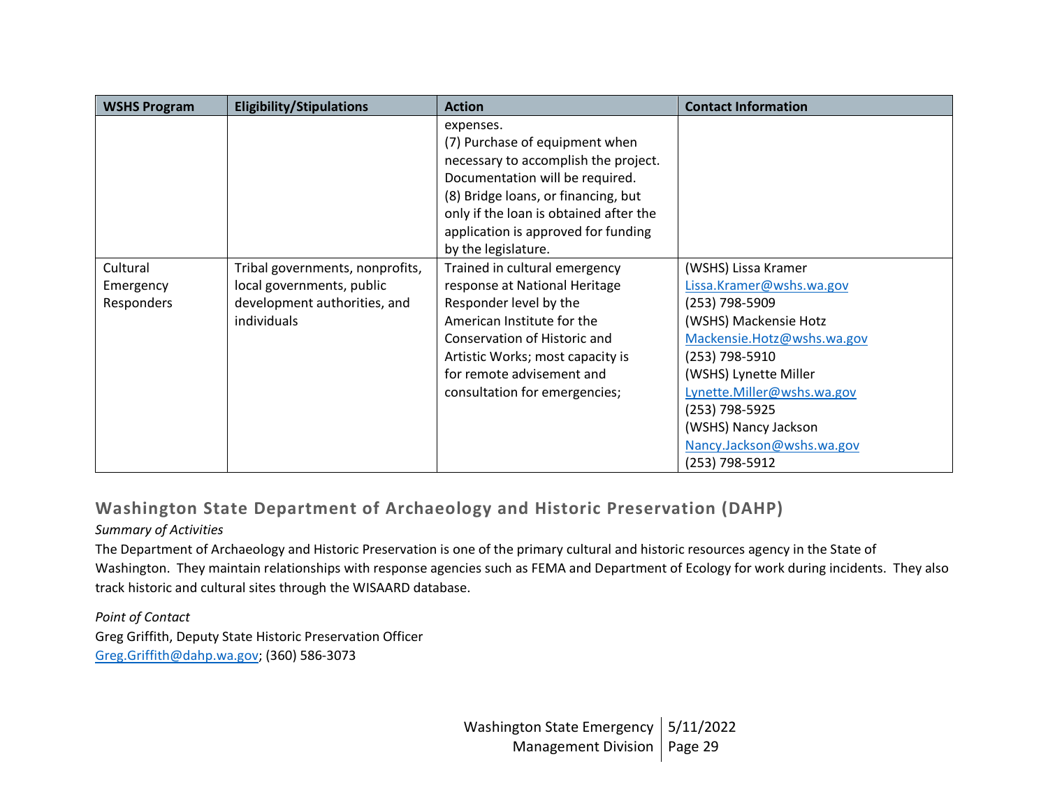| WSHS Program | Eligibility/Stipulations | Action | Contact Information |
|---|---|---|---|
| | | expenses.<br>(7) Purchase of equipment when necessary to accomplish the project. Documentation will be required.<br>(8) Bridge loans, or financing, but only if the loan is obtained after the application is approved for funding by the legislature. | |
| Cultural Emergency Responders | Tribal governments, nonprofits, local governments, public development authorities, and individuals | Trained in cultural emergency response at National Heritage Responder level by the American Institute for the Conservation of Historic and Artistic Works; most capacity is for remote advisement and consultation for emergencies; | (WSHS) Lissa Kramer<br>Lissa.Kramer@wshs.wa.gov<br>(253) 798-5909<br>(WSHS) Mackensie Hotz<br>Mackensie.Hotz@wshs.wa.gov<br>(253) 798-5910<br>(WSHS) Lynette Miller<br>Lynette.Miller@wshs.wa.gov<br>(253) 798-5925<br>(WSHS) Nancy Jackson<br>Nancy.Jackson@wshs.wa.gov<br>(253) 798-5912 |

## Washington State Department of Archaeology and Historic Preservation (DAHP)

*Summary of Activities*

The Department of Archaeology and Historic Preservation is one of the primary cultural and historic resources agency in the State of Washington. They maintain relationships with response agencies such as FEMA and Department of Ecology for work during incidents. They also track historic and cultural sites through the WISAARD database.

*Point of Contact*

Greg Griffith, Deputy State Historic Preservation Officer
Greg.Griffith@dahp.wa.gov; (360) 586-3073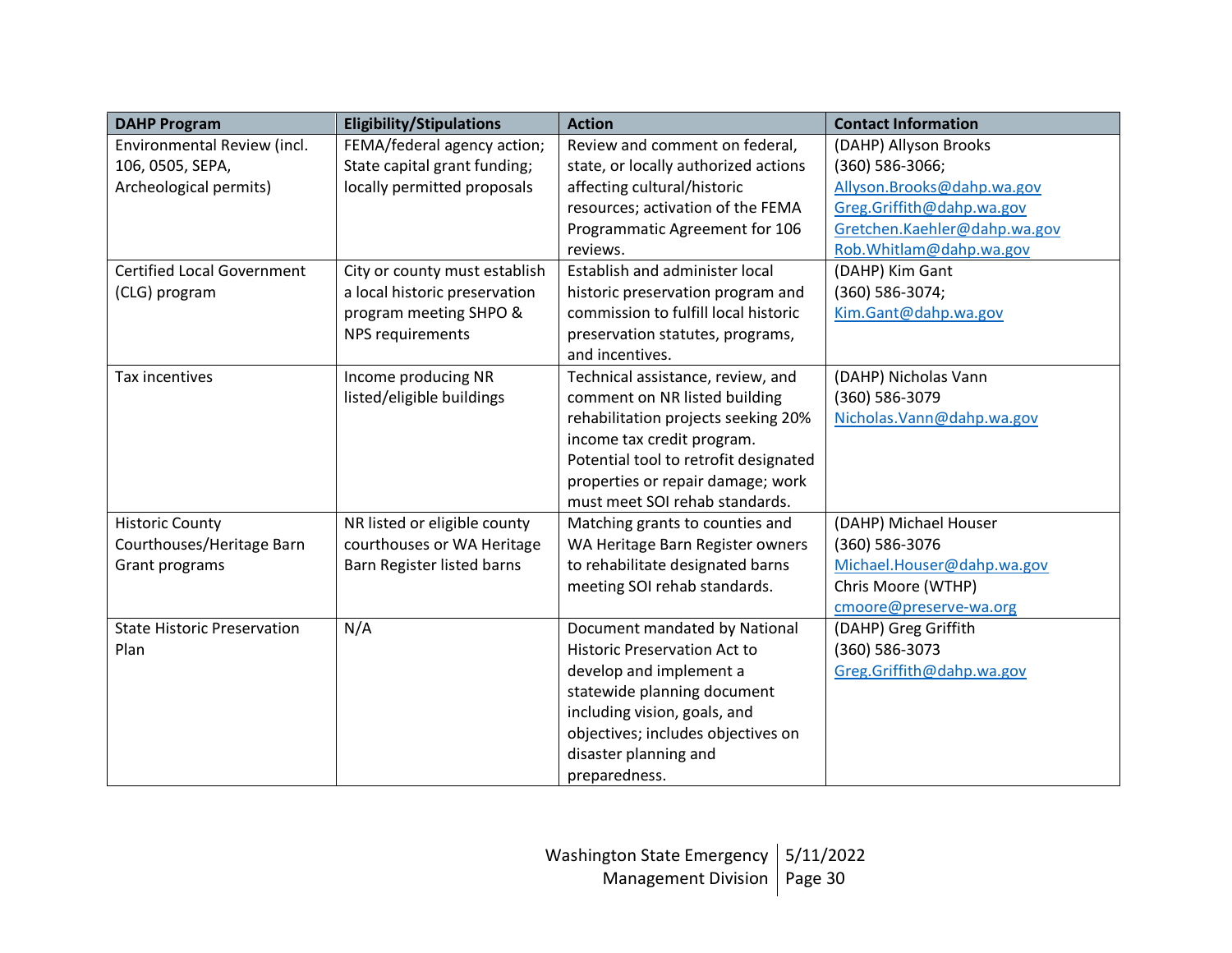| DAHP Program | Eligibility/Stipulations | Action | Contact Information |
|---|---|---|---|
| Environmental Review (incl. 106, 0505, SEPA, Archeological permits) | FEMA/federal agency action; State capital grant funding; locally permitted proposals | Review and comment on federal, state, or locally authorized actions affecting cultural/historic resources; activation of the FEMA Programmatic Agreement for 106 reviews. | (DAHP) Allyson Brooks (360) 586-3066; Allyson.Brooks@dahp.wa.gov Greg.Griffith@dahp.wa.gov Gretchen.Kaehler@dahp.wa.gov Rob.Whitlam@dahp.wa.gov |
| Certified Local Government (CLG) program | City or county must establish a local historic preservation program meeting SHPO & NPS requirements | Establish and administer local historic preservation program and commission to fulfill local historic preservation statutes, programs, and incentives. | (DAHP) Kim Gant (360) 586-3074; Kim.Gant@dahp.wa.gov |
| Tax incentives | Income producing NR listed/eligible buildings | Technical assistance, review, and comment on NR listed building rehabilitation projects seeking 20% income tax credit program. Potential tool to retrofit designated properties or repair damage; work must meet SOI rehab standards. | (DAHP) Nicholas Vann (360) 586-3079 Nicholas.Vann@dahp.wa.gov |
| Historic County Courthouses/Heritage Barn Grant programs | NR listed or eligible county courthouses or WA Heritage Barn Register listed barns | Matching grants to counties and WA Heritage Barn Register owners to rehabilitate designated barns meeting SOI rehab standards. | (DAHP) Michael Houser (360) 586-3076 Michael.Houser@dahp.wa.gov Chris Moore (WTHP) cmoore@preserve-wa.org |
| State Historic Preservation Plan | N/A | Document mandated by National Historic Preservation Act to develop and implement a statewide planning document including vision, goals, and objectives; includes objectives on disaster planning and preparedness. | (DAHP) Greg Griffith (360) 586-3073 Greg.Griffith@dahp.wa.gov |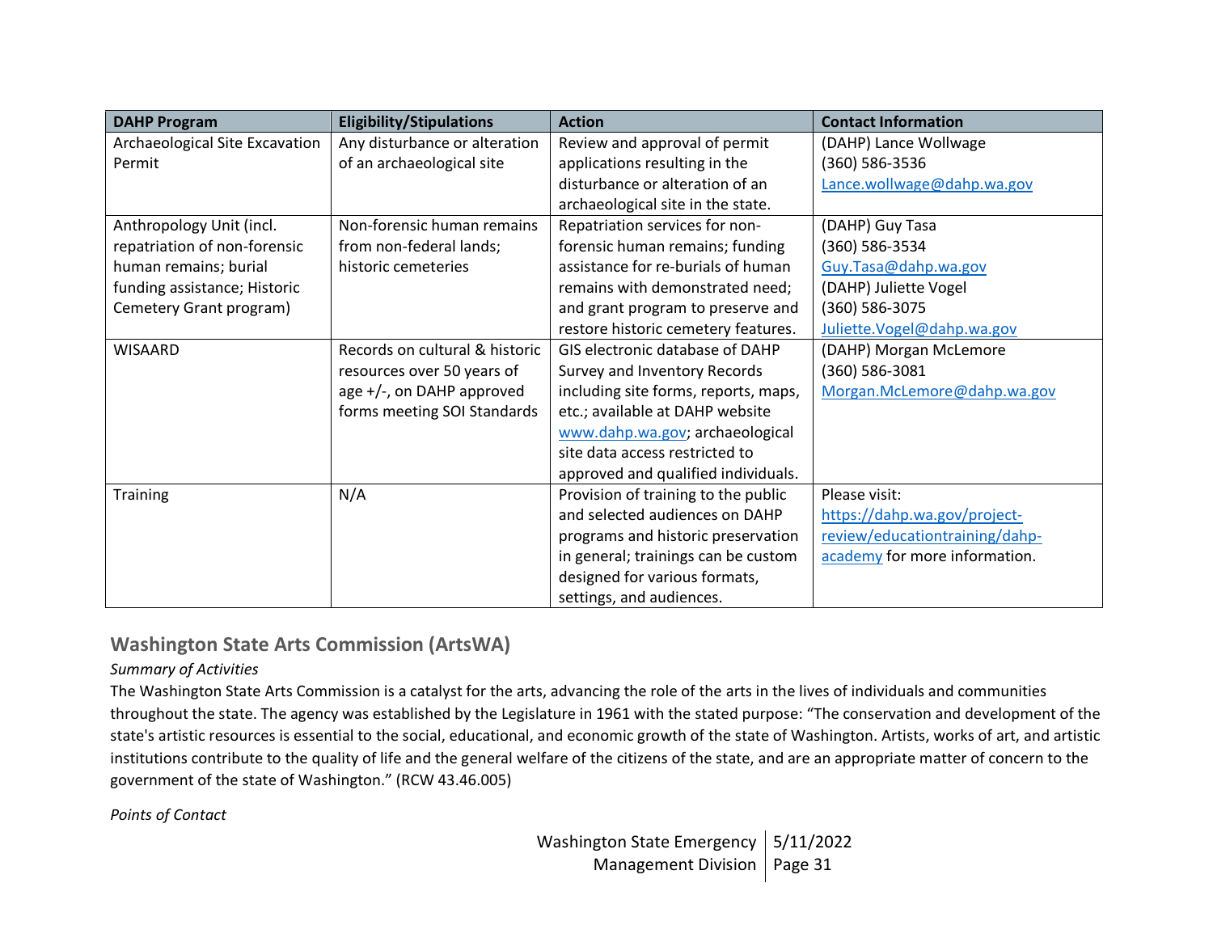| DAHP Program | Eligibility/Stipulations | Action | Contact Information |
|---|---|---|---|
| Archaeological Site Excavation Permit | Any disturbance or alteration of an archaeological site | Review and approval of permit applications resulting in the disturbance or alteration of an archaeological site in the state. | (DAHP) Lance Wollwage<br>(360) 586-3536<br>Lance.wollwage@dahp.wa.gov |
| Anthropology Unit (incl. repatriation of non-forensic human remains; burial funding assistance; Historic Cemetery Grant program) | Non-forensic human remains from non-federal lands; historic cemeteries | Repatriation services for non-forensic human remains; funding assistance for re-burials of human remains with demonstrated need; and grant program to preserve and restore historic cemetery features. | (DAHP) Guy Tasa<br>(360) 586-3534<br>Guy.Tasa@dahp.wa.gov<br>(DAHP) Juliette Vogel<br>(360) 586-3075<br>Juliette.Vogel@dahp.wa.gov |
| WISAARD | Records on cultural & historic resources over 50 years of age +/-, on DAHP approved forms meeting SOI Standards | GIS electronic database of DAHP Survey and Inventory Records including site forms, reports, maps, etc.; available at DAHP website www.dahp.wa.gov; archaeological site data access restricted to approved and qualified individuals. | (DAHP) Morgan McLemore<br>(360) 586-3081<br>Morgan.McLemore@dahp.wa.gov |
| Training | N/A | Provision of training to the public and selected audiences on DAHP programs and historic preservation in general; trainings can be custom designed for various formats, settings, and audiences. | Please visit: https://dahp.wa.gov/project-review/educationtraining/dahp-academy for more information. |

## Washington State Arts Commission (ArtsWA)

*Summary of Activities*

The Washington State Arts Commission is a catalyst for the arts, advancing the role of the arts in the lives of individuals and communities throughout the state. The agency was established by the Legislature in 1961 with the stated purpose: "The conservation and development of the state's artistic resources is essential to the social, educational, and economic growth of the state of Washington. Artists, works of art, and artistic institutions contribute to the quality of life and the general welfare of the citizens of the state, and are an appropriate matter of concern to the government of the state of Washington." (RCW 43.46.005)

*Points of Contact*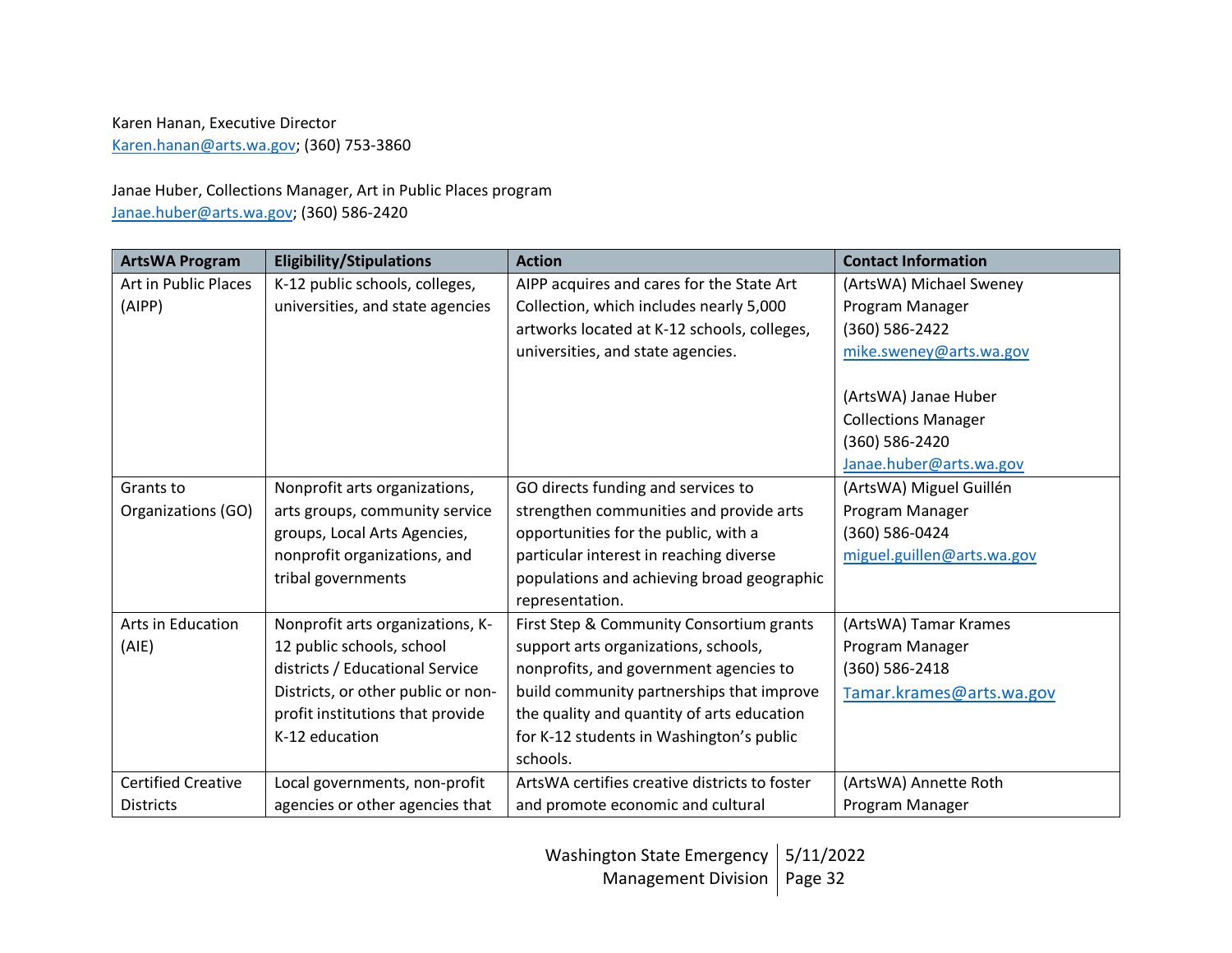Karen Hanan, Executive Director
Karen.hanan@arts.wa.gov; (360) 753-3860

Janae Huber, Collections Manager, Art in Public Places program
Janae.huber@arts.wa.gov; (360) 586-2420

| ArtsWA Program | Eligibility/Stipulations | Action | Contact Information |
|---|---|---|---|
| Art in Public Places (AIPP) | K-12 public schools, colleges, universities, and state agencies | AIPP acquires and cares for the State Art Collection, which includes nearly 5,000 artworks located at K-12 schools, colleges, universities, and state agencies. | (ArtsWA) Michael Sweney<br>Program Manager<br>(360) 586-2422<br>mike.sweney@arts.wa.gov<br><br>(ArtsWA) Janae Huber<br>Collections Manager<br>(360) 586-2420<br>Janae.huber@arts.wa.gov |
| Grants to Organizations (GO) | Nonprofit arts organizations, arts groups, community service groups, Local Arts Agencies, nonprofit organizations, and tribal governments | GO directs funding and services to strengthen communities and provide arts opportunities for the public, with a particular interest in reaching diverse populations and achieving broad geographic representation. | (ArtsWA) Miguel Guillén<br>Program Manager<br>(360) 586-0424<br>miguel.guillen@arts.wa.gov |
| Arts in Education (AIE) | Nonprofit arts organizations, K-12 public schools, school districts / Educational Service Districts, or other public or non-profit institutions that provide K-12 education | First Step & Community Consortium grants support arts organizations, schools, nonprofits, and government agencies to build community partnerships that improve the quality and quantity of arts education for K-12 students in Washington's public schools. | (ArtsWA) Tamar Krames<br>Program Manager<br>(360) 586-2418<br>Tamar.krames@arts.wa.gov |
| Certified Creative Districts | Local governments, non-profit agencies or other agencies that | ArtsWA certifies creative districts to foster and promote economic and cultural | (ArtsWA) Annette Roth<br>Program Manager |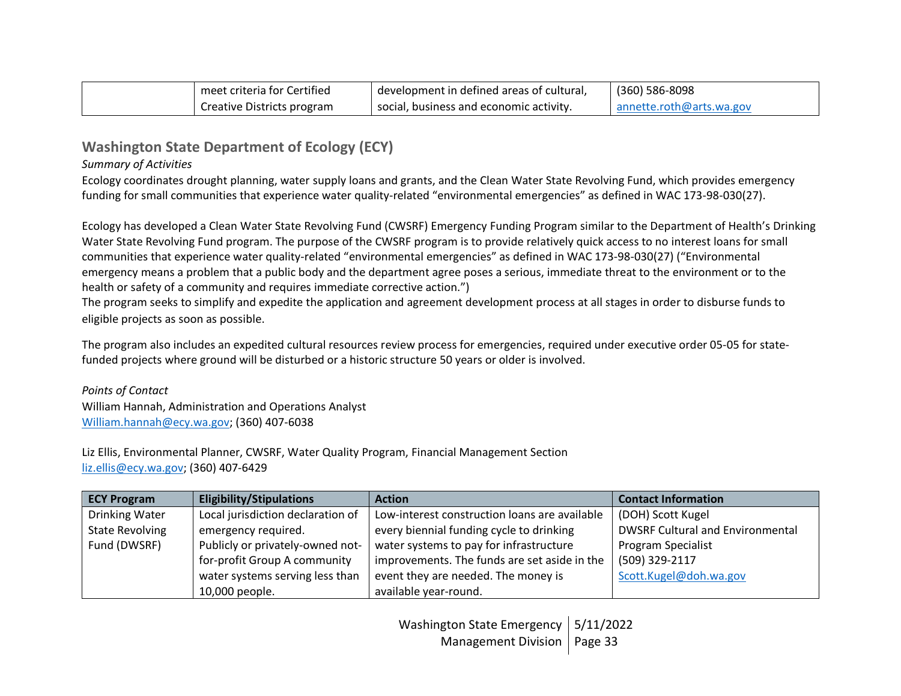| | meet criteria for Certified Creative Districts program | development in defined areas of cultural, social, business and economic activity. | (360) 586-8098 annette.roth@arts.wa.gov |
|---|---|---|---|

## Washington State Department of Ecology (ECY)

*Summary of Activities*

Ecology coordinates drought planning, water supply loans and grants, and the Clean Water State Revolving Fund, which provides emergency funding for small communities that experience water quality-related "environmental emergencies" as defined in WAC 173-98-030(27).

Ecology has developed a Clean Water State Revolving Fund (CWSRF) Emergency Funding Program similar to the Department of Health's Drinking Water State Revolving Fund program. The purpose of the CWSRF program is to provide relatively quick access to no interest loans for small communities that experience water quality-related "environmental emergencies" as defined in WAC 173-98-030(27) ("Environmental emergency means a problem that a public body and the department agree poses a serious, immediate threat to the environment or to the health or safety of a community and requires immediate corrective action.")
The program seeks to simplify and expedite the application and agreement development process at all stages in order to disburse funds to eligible projects as soon as possible.

The program also includes an expedited cultural resources review process for emergencies, required under executive order 05-05 for state-funded projects where ground will be disturbed or a historic structure 50 years or older is involved.

*Points of Contact*

William Hannah, Administration and Operations Analyst
William.hannah@ecy.wa.gov; (360) 407-6038

Liz Ellis, Environmental Planner, CWSRF, Water Quality Program, Financial Management Section
liz.ellis@ecy.wa.gov; (360) 407-6429

| ECY Program | Eligibility/Stipulations | Action | Contact Information |
|---|---|---|---|
| Drinking Water State Revolving Fund (DWSRF) | Local jurisdiction declaration of emergency required. Publicly or privately-owned not-for-profit Group A community water systems serving less than 10,000 people. | Low-interest construction loans are available every biennial funding cycle to drinking water systems to pay for infrastructure improvements. The funds are set aside in the event they are needed. The money is available year-round. | (DOH) Scott Kugel DWSRF Cultural and Environmental Program Specialist (509) 329-2117 Scott.Kugel@doh.wa.gov |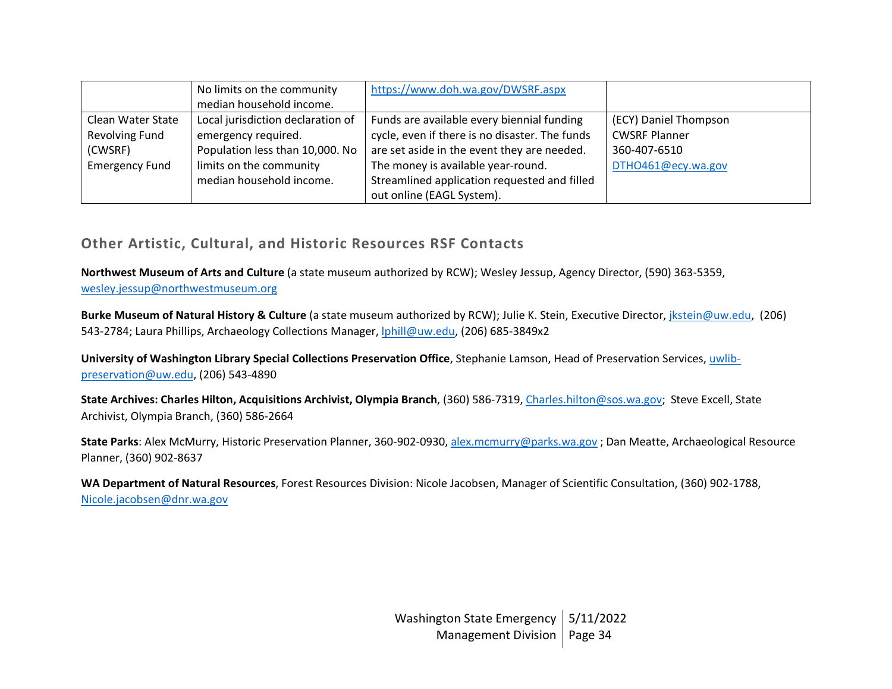| | | | |
|---|---|---|---|
| | No limits on the community median household income. | https://www.doh.wa.gov/DWSRF.aspx | |
| Clean Water State Revolving Fund (CWSRF) Emergency Fund | Local jurisdiction declaration of emergency required. Population less than 10,000. No limits on the community median household income. | Funds are available every biennial funding cycle, even if there is no disaster. The funds are set aside in the event they are needed. The money is available year-round. Streamlined application requested and filled out online (EAGL System). | (ECY) Daniel Thompson CWSRF Planner 360-407-6510 DTHO461@ecy.wa.gov |

## Other Artistic, Cultural, and Historic Resources RSF Contacts

**Northwest Museum of Arts and Culture** (a state museum authorized by RCW); Wesley Jessup, Agency Director, (590) 363-5359, wesley.jessup@northwestmuseum.org

**Burke Museum of Natural History & Culture** (a state museum authorized by RCW); Julie K. Stein, Executive Director, jkstein@uw.edu, (206) 543-2784; Laura Phillips, Archaeology Collections Manager, lphill@uw.edu, (206) 685-3849x2

**University of Washington Library Special Collections Preservation Office**, Stephanie Lamson, Head of Preservation Services, uwlib-preservation@uw.edu, (206) 543-4890

**State Archives: Charles Hilton, Acquisitions Archivist, Olympia Branch**, (360) 586-7319, Charles.hilton@sos.wa.gov; Steve Excell, State Archivist, Olympia Branch, (360) 586-2664

**State Parks**: Alex McMurry, Historic Preservation Planner, 360-902-0930, alex.mcmurry@parks.wa.gov ; Dan Meatte, Archaeological Resource Planner, (360) 902-8637

**WA Department of Natural Resources**, Forest Resources Division: Nicole Jacobsen, Manager of Scientific Consultation, (360) 902-1788, Nicole.jacobsen@dnr.wa.gov